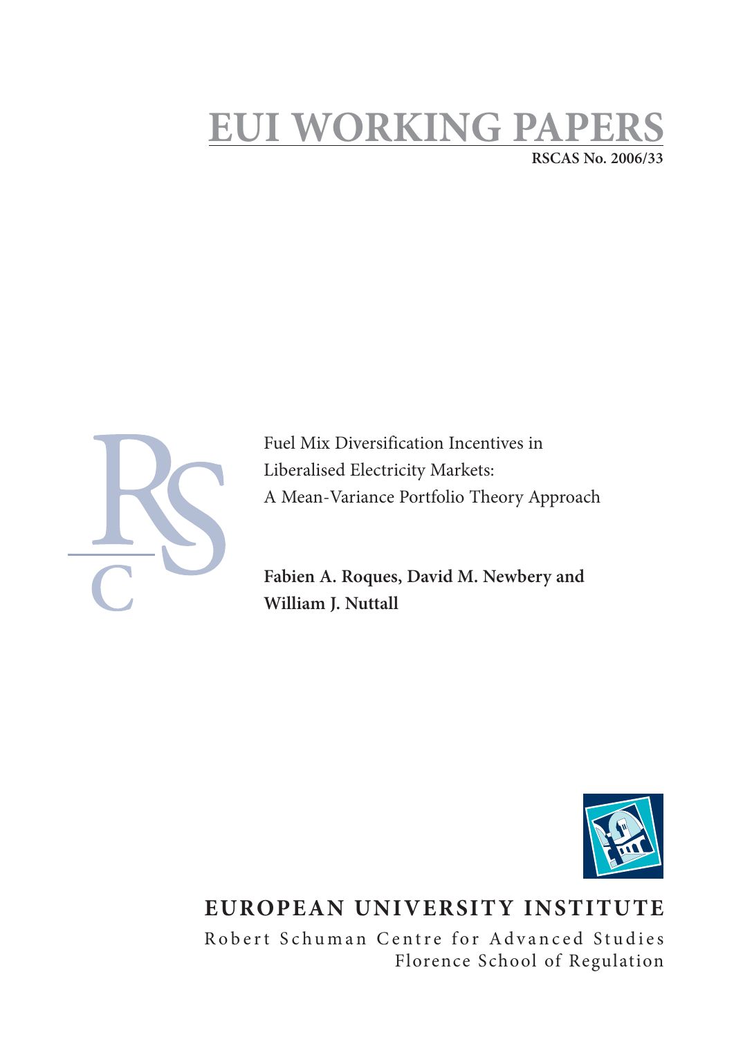# EUI WORKING PAPERS

**RSCAS No. 2006/33**

Fuel Mix Diversification Incentives in Liberalised Electricity Markets: A Mean-Variance Portfolio Theory Approach

**Fabien A. Roques, David M. Newbery and William J. Nuttall**

**EUROPEAN UNIVERSITY INSTITUTE**

Robert Schuman Centre for Advanced Studies
Florence School of Regulation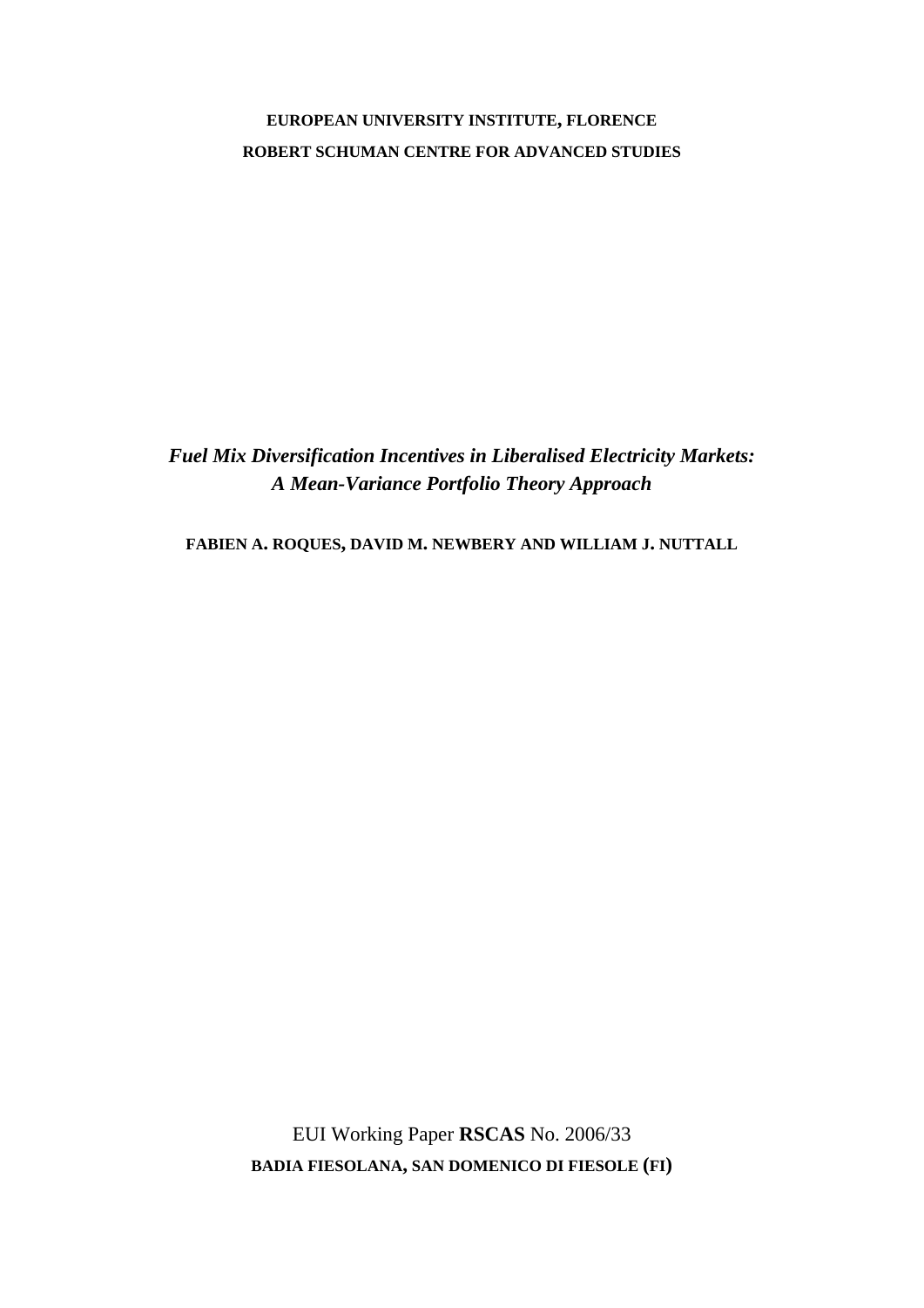**EUROPEAN UNIVERSITY INSTITUTE, FLORENCE**

**ROBERT SCHUMAN CENTRE FOR ADVANCED STUDIES**

***Fuel Mix Diversification Incentives in Liberalised Electricity Markets: A Mean-Variance Portfolio Theory Approach***

**FABIEN A. ROQUES, DAVID M. NEWBERY AND WILLIAM J. NUTTALL**

EUI Working Paper **RSCAS** No. 2006/33

**BADIA FIESOLANA, SAN DOMENICO DI FIESOLE (FI)**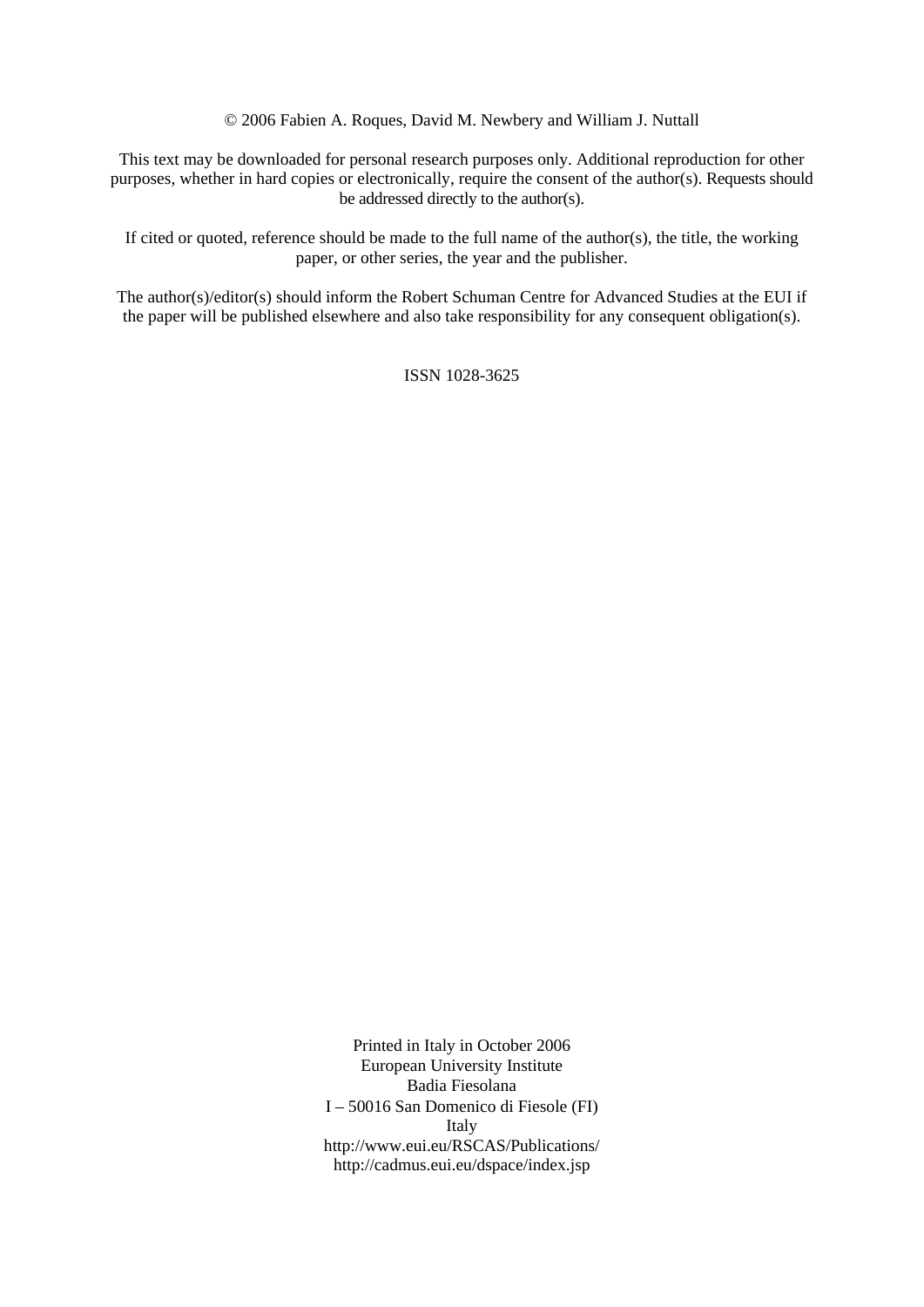© 2006 Fabien A. Roques, David M. Newbery and William J. Nuttall

This text may be downloaded for personal research purposes only. Additional reproduction for other purposes, whether in hard copies or electronically, require the consent of the author(s). Requests should be addressed directly to the author(s).

If cited or quoted, reference should be made to the full name of the author(s), the title, the working paper, or other series, the year and the publisher.

The author(s)/editor(s) should inform the Robert Schuman Centre for Advanced Studies at the EUI if the paper will be published elsewhere and also take responsibility for any consequent obligation(s).

ISSN 1028-3625

Printed in Italy in October 2006
European University Institute
Badia Fiesolana
I – 50016 San Domenico di Fiesole (FI)
Italy
http://www.eui.eu/RSCAS/Publications/
http://cadmus.eui.eu/dspace/index.jsp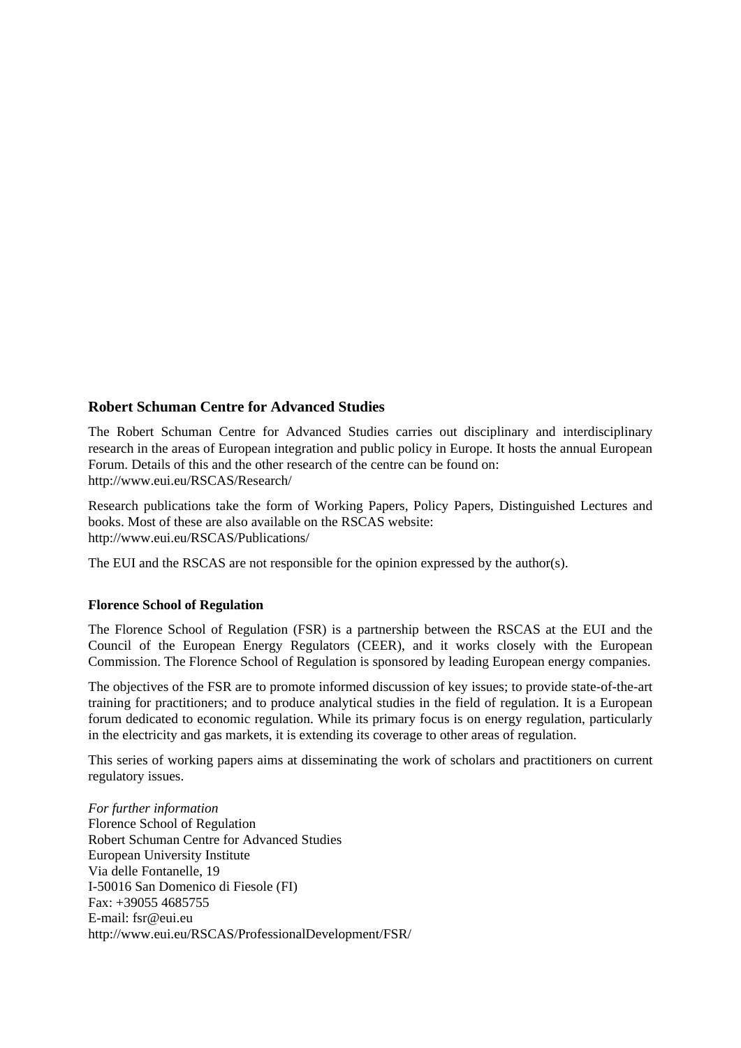## Robert Schuman Centre for Advanced Studies

The Robert Schuman Centre for Advanced Studies carries out disciplinary and interdisciplinary research in the areas of European integration and public policy in Europe. It hosts the annual European Forum. Details of this and the other research of the centre can be found on:
http://www.eui.eu/RSCAS/Research/

Research publications take the form of Working Papers, Policy Papers, Distinguished Lectures and books. Most of these are also available on the RSCAS website:
http://www.eui.eu/RSCAS/Publications/

The EUI and the RSCAS are not responsible for the opinion expressed by the author(s).

### Florence School of Regulation

The Florence School of Regulation (FSR) is a partnership between the RSCAS at the EUI and the Council of the European Energy Regulators (CEER), and it works closely with the European Commission. The Florence School of Regulation is sponsored by leading European energy companies.

The objectives of the FSR are to promote informed discussion of key issues; to provide state-of-the-art training for practitioners; and to produce analytical studies in the field of regulation. It is a European forum dedicated to economic regulation. While its primary focus is on energy regulation, particularly in the electricity and gas markets, it is extending its coverage to other areas of regulation.

This series of working papers aims at disseminating the work of scholars and practitioners on current regulatory issues.

*For further information*
Florence School of Regulation
Robert Schuman Centre for Advanced Studies
European University Institute
Via delle Fontanelle, 19
I-50016 San Domenico di Fiesole (FI)
Fax: +39055 4685755
E-mail: fsr@eui.eu
http://www.eui.eu/RSCAS/ProfessionalDevelopment/FSR/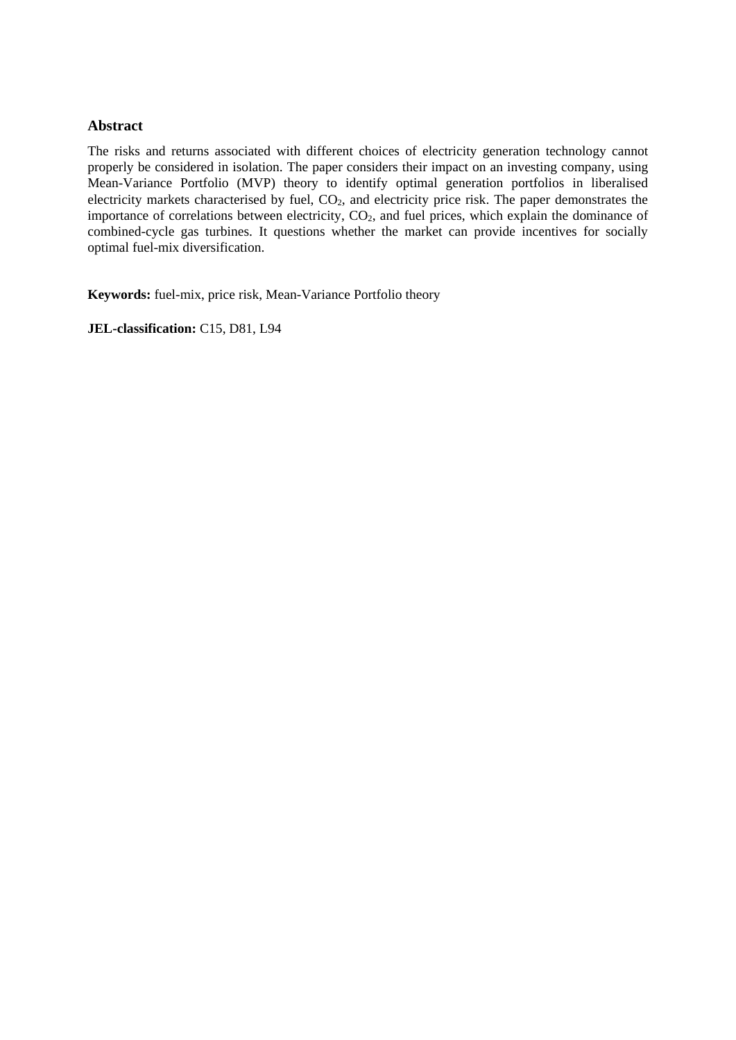## Abstract

The risks and returns associated with different choices of electricity generation technology cannot properly be considered in isolation. The paper considers their impact on an investing company, using Mean-Variance Portfolio (MVP) theory to identify optimal generation portfolios in liberalised electricity markets characterised by fuel, $CO_2$, and electricity price risk. The paper demonstrates the importance of correlations between electricity, $CO_2$, and fuel prices, which explain the dominance of combined-cycle gas turbines. It questions whether the market can provide incentives for socially optimal fuel-mix diversification.

**Keywords:** fuel-mix, price risk, Mean-Variance Portfolio theory

**JEL-classification:** C15, D81, L94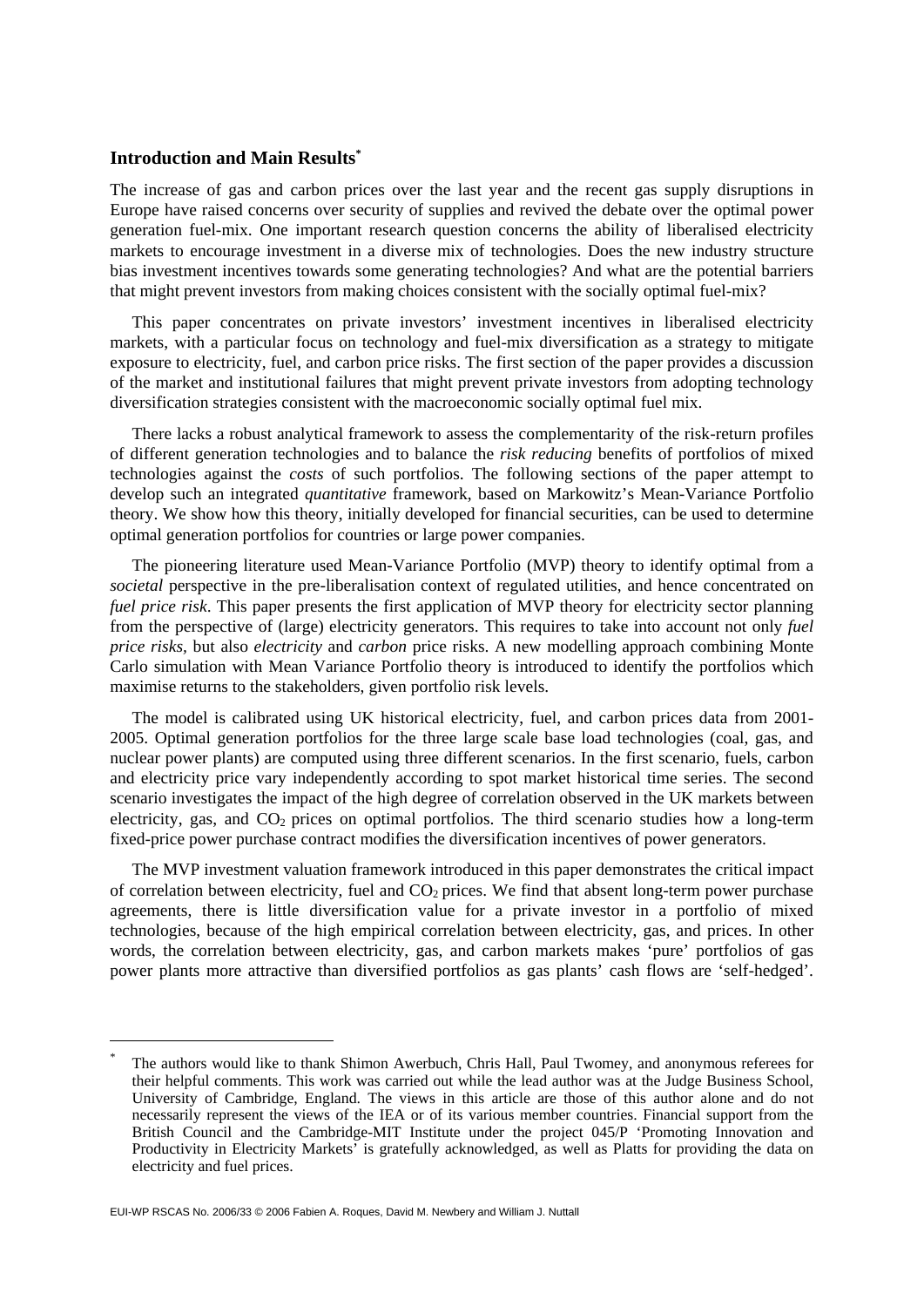## Introduction and Main Results[*]

The increase of gas and carbon prices over the last year and the recent gas supply disruptions in Europe have raised concerns over security of supplies and revived the debate over the optimal power generation fuel-mix. One important research question concerns the ability of liberalised electricity markets to encourage investment in a diverse mix of technologies. Does the new industry structure bias investment incentives towards some generating technologies? And what are the potential barriers that might prevent investors from making choices consistent with the socially optimal fuel-mix?

This paper concentrates on private investors' investment incentives in liberalised electricity markets, with a particular focus on technology and fuel-mix diversification as a strategy to mitigate exposure to electricity, fuel, and carbon price risks. The first section of the paper provides a discussion of the market and institutional failures that might prevent private investors from adopting technology diversification strategies consistent with the macroeconomic socially optimal fuel mix.

There lacks a robust analytical framework to assess the complementarity of the risk-return profiles of different generation technologies and to balance the *risk reducing* benefits of portfolios of mixed technologies against the *costs* of such portfolios. The following sections of the paper attempt to develop such an integrated *quantitative* framework, based on Markowitz's Mean-Variance Portfolio theory. We show how this theory, initially developed for financial securities, can be used to determine optimal generation portfolios for countries or large power companies.

The pioneering literature used Mean-Variance Portfolio (MVP) theory to identify optimal from a *societal* perspective in the pre-liberalisation context of regulated utilities, and hence concentrated on *fuel price risk*. This paper presents the first application of MVP theory for electricity sector planning from the perspective of (large) electricity generators. This requires to take into account not only *fuel price risks*, but also *electricity* and *carbon* price risks. A new modelling approach combining Monte Carlo simulation with Mean Variance Portfolio theory is introduced to identify the portfolios which maximise returns to the stakeholders, given portfolio risk levels.

The model is calibrated using UK historical electricity, fuel, and carbon prices data from 2001-2005. Optimal generation portfolios for the three large scale base load technologies (coal, gas, and nuclear power plants) are computed using three different scenarios. In the first scenario, fuels, carbon and electricity price vary independently according to spot market historical time series. The second scenario investigates the impact of the high degree of correlation observed in the UK markets between electricity, gas, and $CO_2$ prices on optimal portfolios. The third scenario studies how a long-term fixed-price power purchase contract modifies the diversification incentives of power generators.

The MVP investment valuation framework introduced in this paper demonstrates the critical impact of correlation between electricity, fuel and $CO_2$ prices. We find that absent long-term power purchase agreements, there is little diversification value for a private investor in a portfolio of mixed technologies, because of the high empirical correlation between electricity, gas, and prices. In other words, the correlation between electricity, gas, and carbon markets makes 'pure' portfolios of gas power plants more attractive than diversified portfolios as gas plants' cash flows are 'self-hedged'.

[*] The authors would like to thank Shimon Awerbuch, Chris Hall, Paul Twomey, and anonymous referees for their helpful comments. This work was carried out while the lead author was at the Judge Business School, University of Cambridge, England. The views in this article are those of this author alone and do not necessarily represent the views of the IEA or of its various member countries. Financial support from the British Council and the Cambridge-MIT Institute under the project 045/P 'Promoting Innovation and Productivity in Electricity Markets' is gratefully acknowledged, as well as Platts for providing the data on electricity and fuel prices.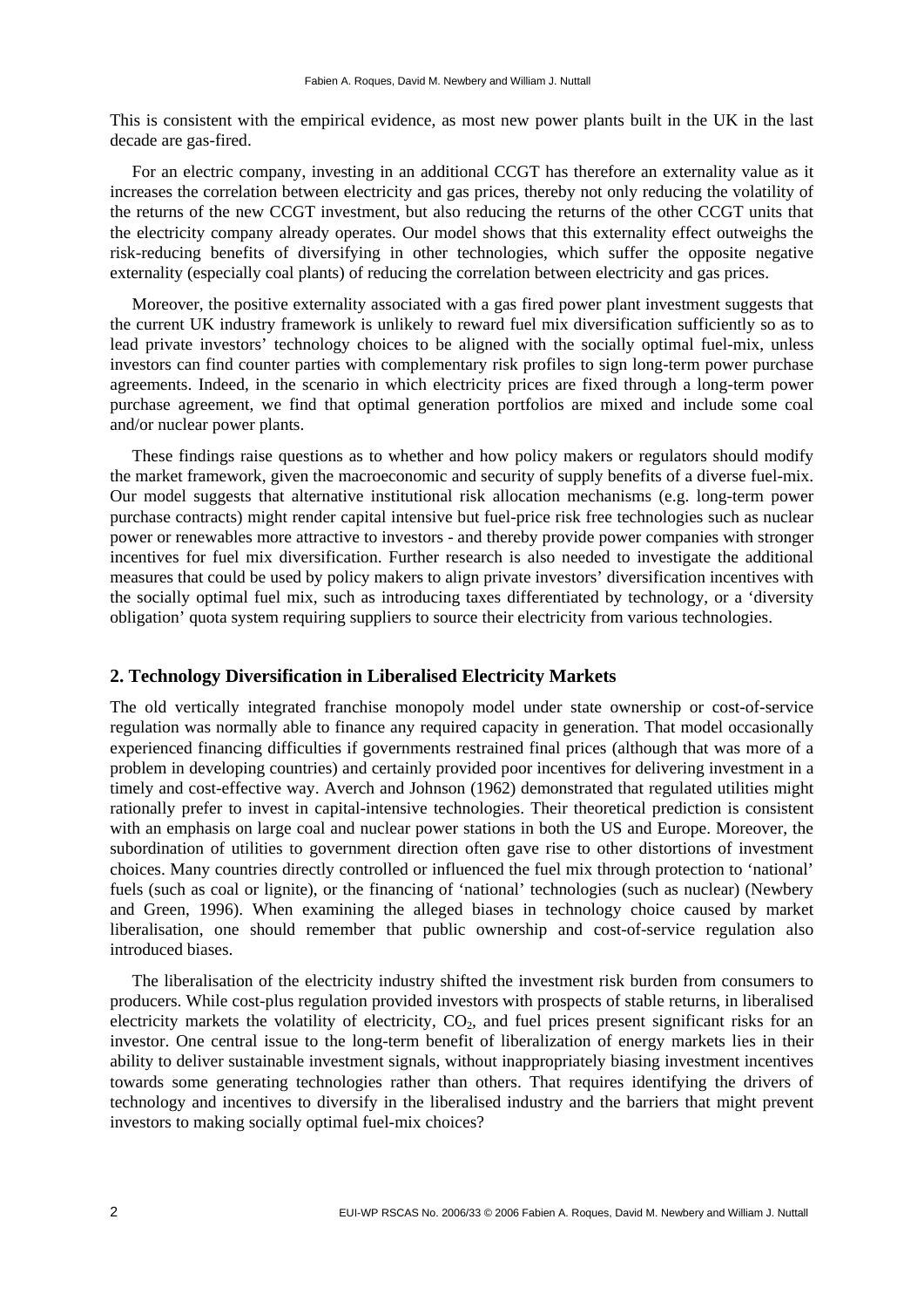This is consistent with the empirical evidence, as most new power plants built in the UK in the last decade are gas-fired.

For an electric company, investing in an additional CCGT has therefore an externality value as it increases the correlation between electricity and gas prices, thereby not only reducing the volatility of the returns of the new CCGT investment, but also reducing the returns of the other CCGT units that the electricity company already operates. Our model shows that this externality effect outweighs the risk-reducing benefits of diversifying in other technologies, which suffer the opposite negative externality (especially coal plants) of reducing the correlation between electricity and gas prices.

Moreover, the positive externality associated with a gas fired power plant investment suggests that the current UK industry framework is unlikely to reward fuel mix diversification sufficiently so as to lead private investors' technology choices to be aligned with the socially optimal fuel-mix, unless investors can find counter parties with complementary risk profiles to sign long-term power purchase agreements. Indeed, in the scenario in which electricity prices are fixed through a long-term power purchase agreement, we find that optimal generation portfolios are mixed and include some coal and/or nuclear power plants.

These findings raise questions as to whether and how policy makers or regulators should modify the market framework, given the macroeconomic and security of supply benefits of a diverse fuel-mix. Our model suggests that alternative institutional risk allocation mechanisms (e.g. long-term power purchase contracts) might render capital intensive but fuel-price risk free technologies such as nuclear power or renewables more attractive to investors - and thereby provide power companies with stronger incentives for fuel mix diversification. Further research is also needed to investigate the additional measures that could be used by policy makers to align private investors' diversification incentives with the socially optimal fuel mix, such as introducing taxes differentiated by technology, or a 'diversity obligation' quota system requiring suppliers to source their electricity from various technologies.

## 2. Technology Diversification in Liberalised Electricity Markets

The old vertically integrated franchise monopoly model under state ownership or cost-of-service regulation was normally able to finance any required capacity in generation. That model occasionally experienced financing difficulties if governments restrained final prices (although that was more of a problem in developing countries) and certainly provided poor incentives for delivering investment in a timely and cost-effective way. Averch and Johnson (1962) demonstrated that regulated utilities might rationally prefer to invest in capital-intensive technologies. Their theoretical prediction is consistent with an emphasis on large coal and nuclear power stations in both the US and Europe. Moreover, the subordination of utilities to government direction often gave rise to other distortions of investment choices. Many countries directly controlled or influenced the fuel mix through protection to 'national' fuels (such as coal or lignite), or the financing of 'national' technologies (such as nuclear) (Newbery and Green, 1996). When examining the alleged biases in technology choice caused by market liberalisation, one should remember that public ownership and cost-of-service regulation also introduced biases.

The liberalisation of the electricity industry shifted the investment risk burden from consumers to producers. While cost-plus regulation provided investors with prospects of stable returns, in liberalised electricity markets the volatility of electricity, $CO_2$, and fuel prices present significant risks for an investor. One central issue to the long-term benefit of liberalization of energy markets lies in their ability to deliver sustainable investment signals, without inappropriately biasing investment incentives towards some generating technologies rather than others. That requires identifying the drivers of technology and incentives to diversify in the liberalised industry and the barriers that might prevent investors to making socially optimal fuel-mix choices?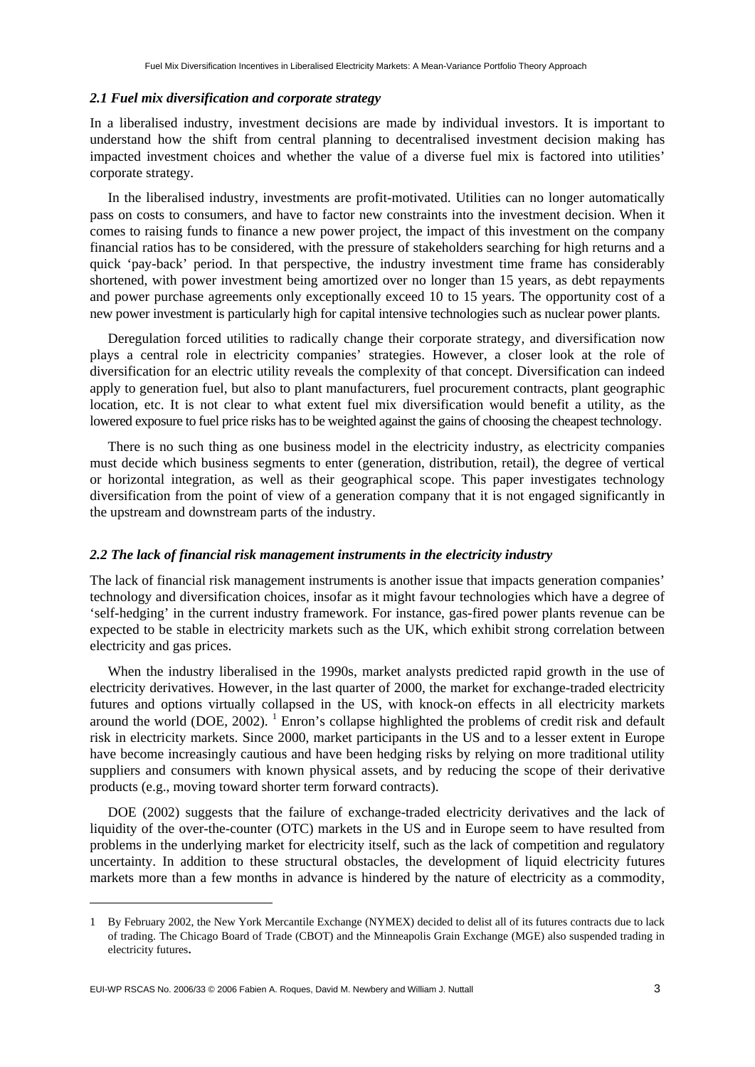### *2.1 Fuel mix diversification and corporate strategy*

In a liberalised industry, investment decisions are made by individual investors. It is important to understand how the shift from central planning to decentralised investment decision making has impacted investment choices and whether the value of a diverse fuel mix is factored into utilities' corporate strategy.

In the liberalised industry, investments are profit-motivated. Utilities can no longer automatically pass on costs to consumers, and have to factor new constraints into the investment decision. When it comes to raising funds to finance a new power project, the impact of this investment on the company financial ratios has to be considered, with the pressure of stakeholders searching for high returns and a quick 'pay-back' period. In that perspective, the industry investment time frame has considerably shortened, with power investment being amortized over no longer than 15 years, as debt repayments and power purchase agreements only exceptionally exceed 10 to 15 years. The opportunity cost of a new power investment is particularly high for capital intensive technologies such as nuclear power plants.

Deregulation forced utilities to radically change their corporate strategy, and diversification now plays a central role in electricity companies' strategies. However, a closer look at the role of diversification for an electric utility reveals the complexity of that concept. Diversification can indeed apply to generation fuel, but also to plant manufacturers, fuel procurement contracts, plant geographic location, etc. It is not clear to what extent fuel mix diversification would benefit a utility, as the lowered exposure to fuel price risks has to be weighted against the gains of choosing the cheapest technology.

There is no such thing as one business model in the electricity industry, as electricity companies must decide which business segments to enter (generation, distribution, retail), the degree of vertical or horizontal integration, as well as their geographical scope. This paper investigates technology diversification from the point of view of a generation company that it is not engaged significantly in the upstream and downstream parts of the industry.

### *2.2 The lack of financial risk management instruments in the electricity industry*

The lack of financial risk management instruments is another issue that impacts generation companies' technology and diversification choices, insofar as it might favour technologies which have a degree of 'self-hedging' in the current industry framework. For instance, gas-fired power plants revenue can be expected to be stable in electricity markets such as the UK, which exhibit strong correlation between electricity and gas prices.

When the industry liberalised in the 1990s, market analysts predicted rapid growth in the use of electricity derivatives. However, in the last quarter of 2000, the market for exchange-traded electricity futures and options virtually collapsed in the US, with knock-on effects in all electricity markets around the world (DOE, 2002). [1] Enron's collapse highlighted the problems of credit risk and default risk in electricity markets. Since 2000, market participants in the US and to a lesser extent in Europe have become increasingly cautious and have been hedging risks by relying on more traditional utility suppliers and consumers with known physical assets, and by reducing the scope of their derivative products (e.g., moving toward shorter term forward contracts).

DOE (2002) suggests that the failure of exchange-traded electricity derivatives and the lack of liquidity of the over-the-counter (OTC) markets in the US and in Europe seem to have resulted from problems in the underlying market for electricity itself, such as the lack of competition and regulatory uncertainty. In addition to these structural obstacles, the development of liquid electricity futures markets more than a few months in advance is hindered by the nature of electricity as a commodity,

---

1 By February 2002, the New York Mercantile Exchange (NYMEX) decided to delist all of its futures contracts due to lack of trading. The Chicago Board of Trade (CBOT) and the Minneapolis Grain Exchange (MGE) also suspended trading in electricity futures.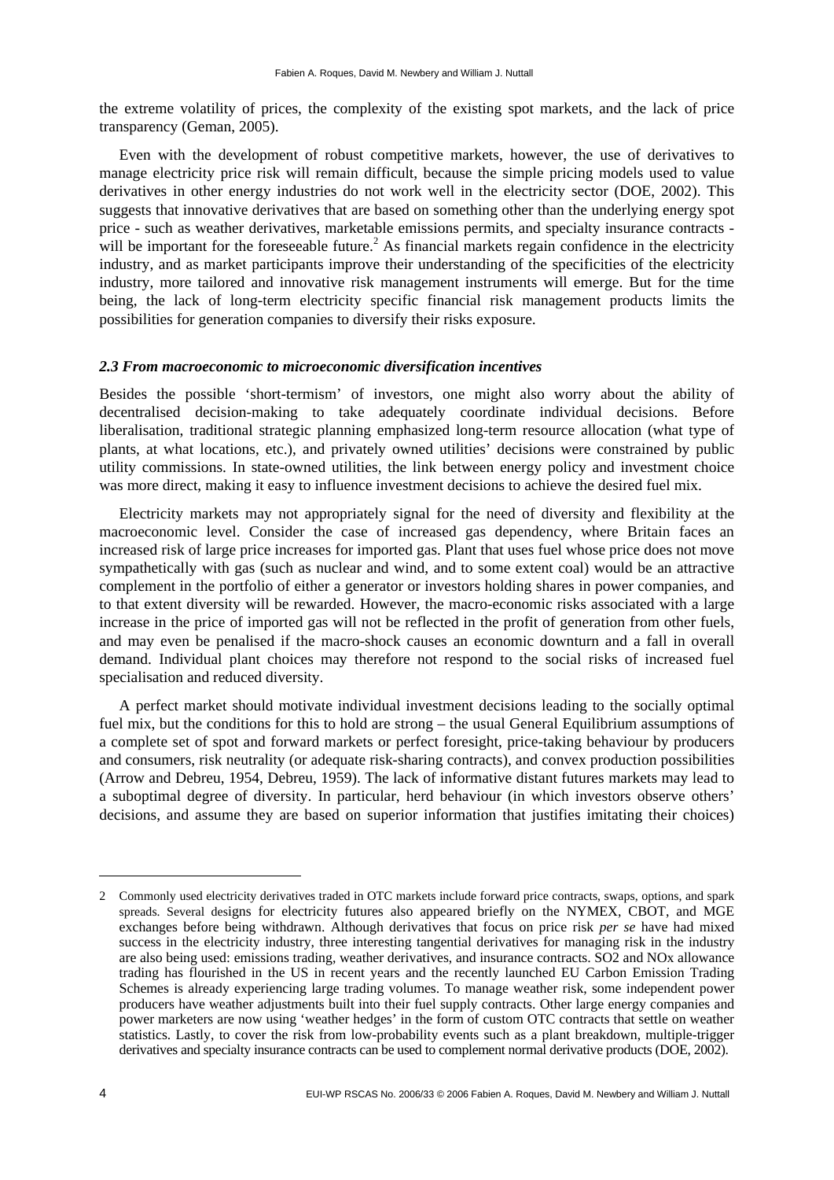the extreme volatility of prices, the complexity of the existing spot markets, and the lack of price transparency (Geman, 2005).

Even with the development of robust competitive markets, however, the use of derivatives to manage electricity price risk will remain difficult, because the simple pricing models used to value derivatives in other energy industries do not work well in the electricity sector (DOE, 2002). This suggests that innovative derivatives that are based on something other than the underlying energy spot price - such as weather derivatives, marketable emissions permits, and specialty insurance contracts - will be important for the foreseeable future.[2] As financial markets regain confidence in the electricity industry, and as market participants improve their understanding of the specificities of the electricity industry, more tailored and innovative risk management instruments will emerge. But for the time being, the lack of long-term electricity specific financial risk management products limits the possibilities for generation companies to diversify their risks exposure.

### *2.3 From macroeconomic to microeconomic diversification incentives*

Besides the possible 'short-termism' of investors, one might also worry about the ability of decentralised decision-making to take adequately coordinate individual decisions. Before liberalisation, traditional strategic planning emphasized long-term resource allocation (what type of plants, at what locations, etc.), and privately owned utilities' decisions were constrained by public utility commissions. In state-owned utilities, the link between energy policy and investment choice was more direct, making it easy to influence investment decisions to achieve the desired fuel mix.

Electricity markets may not appropriately signal for the need of diversity and flexibility at the macroeconomic level. Consider the case of increased gas dependency, where Britain faces an increased risk of large price increases for imported gas. Plant that uses fuel whose price does not move sympathetically with gas (such as nuclear and wind, and to some extent coal) would be an attractive complement in the portfolio of either a generator or investors holding shares in power companies, and to that extent diversity will be rewarded. However, the macro-economic risks associated with a large increase in the price of imported gas will not be reflected in the profit of generation from other fuels, and may even be penalised if the macro-shock causes an economic downturn and a fall in overall demand. Individual plant choices may therefore not respond to the social risks of increased fuel specialisation and reduced diversity.

A perfect market should motivate individual investment decisions leading to the socially optimal fuel mix, but the conditions for this to hold are strong – the usual General Equilibrium assumptions of a complete set of spot and forward markets or perfect foresight, price-taking behaviour by producers and consumers, risk neutrality (or adequate risk-sharing contracts), and convex production possibilities (Arrow and Debreu, 1954, Debreu, 1959). The lack of informative distant futures markets may lead to a suboptimal degree of diversity. In particular, herd behaviour (in which investors observe others' decisions, and assume they are based on superior information that justifies imitating their choices)

---

2 Commonly used electricity derivatives traded in OTC markets include forward price contracts, swaps, options, and spark spreads. Several designs for electricity futures also appeared briefly on the NYMEX, CBOT, and MGE exchanges before being withdrawn. Although derivatives that focus on price risk *per se* have had mixed success in the electricity industry, three interesting tangential derivatives for managing risk in the industry are also being used: emissions trading, weather derivatives, and insurance contracts. SO2 and NOx allowance trading has flourished in the US in recent years and the recently launched EU Carbon Emission Trading Schemes is already experiencing large trading volumes. To manage weather risk, some independent power producers have weather adjustments built into their fuel supply contracts. Other large energy companies and power marketers are now using 'weather hedges' in the form of custom OTC contracts that settle on weather statistics. Lastly, to cover the risk from low-probability events such as a plant breakdown, multiple-trigger derivatives and specialty insurance contracts can be used to complement normal derivative products (DOE, 2002).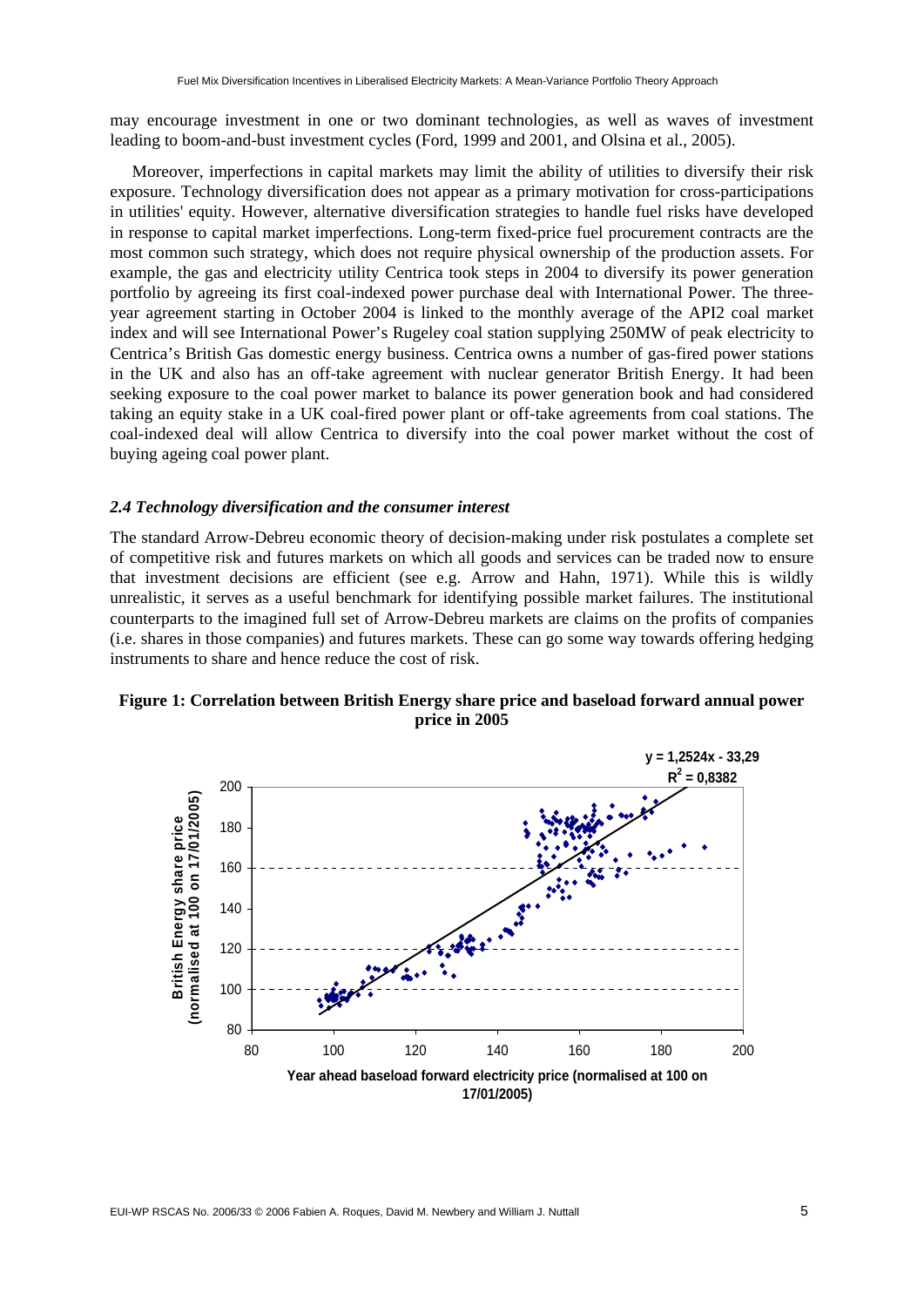may encourage investment in one or two dominant technologies, as well as waves of investment leading to boom-and-bust investment cycles (Ford, 1999 and 2001, and Olsina et al., 2005).

Moreover, imperfections in capital markets may limit the ability of utilities to diversify their risk exposure. Technology diversification does not appear as a primary motivation for cross-participations in utilities' equity. However, alternative diversification strategies to handle fuel risks have developed in response to capital market imperfections. Long-term fixed-price fuel procurement contracts are the most common such strategy, which does not require physical ownership of the production assets. For example, the gas and electricity utility Centrica took steps in 2004 to diversify its power generation portfolio by agreeing its first coal-indexed power purchase deal with International Power. The three-year agreement starting in October 2004 is linked to the monthly average of the API2 coal market index and will see International Power's Rugeley coal station supplying 250MW of peak electricity to Centrica's British Gas domestic energy business. Centrica owns a number of gas-fired power stations in the UK and also has an off-take agreement with nuclear generator British Energy. It had been seeking exposure to the coal power market to balance its power generation book and had considered taking an equity stake in a UK coal-fired power plant or off-take agreements from coal stations. The coal-indexed deal will allow Centrica to diversify into the coal power market without the cost of buying ageing coal power plant.

### *2.4 Technology diversification and the consumer interest*

The standard Arrow-Debreu economic theory of decision-making under risk postulates a complete set of competitive risk and futures markets on which all goods and services can be traded now to ensure that investment decisions are efficient (see e.g. Arrow and Hahn, 1971). While this is wildly unrealistic, it serves as a useful benchmark for identifying possible market failures. The institutional counterparts to the imagined full set of Arrow-Debreu markets are claims on the profits of companies (i.e. shares in those companies) and futures markets. These can go some way towards offering hedging instruments to share and hence reduce the cost of risk.

**Figure 1: Correlation between British Energy share price and baseload forward annual power price in 2005**

$y = 1,2524x - 33,29$
$R^2 = 0,8382$

British Energy share price (normalised at 100 on 17/01/2005)

Year ahead baseload forward electricity price (normalised at 100 on 17/01/2005)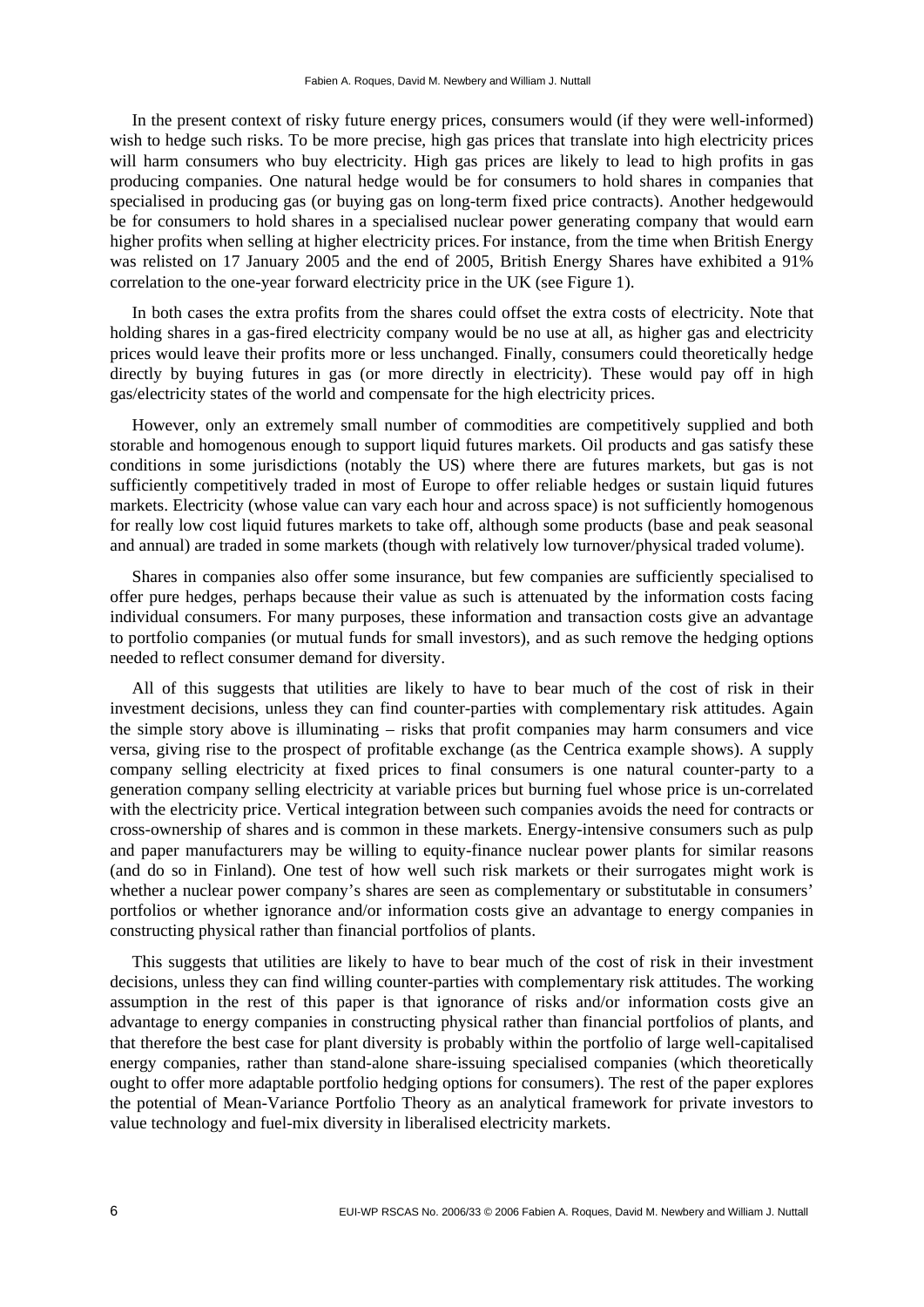In the present context of risky future energy prices, consumers would (if they were well-informed) wish to hedge such risks. To be more precise, high gas prices that translate into high electricity prices will harm consumers who buy electricity. High gas prices are likely to lead to high profits in gas producing companies. One natural hedge would be for consumers to hold shares in companies that specialised in producing gas (or buying gas on long-term fixed price contracts). Another hedgewould be for consumers to hold shares in a specialised nuclear power generating company that would earn higher profits when selling at higher electricity prices. For instance, from the time when British Energy was relisted on 17 January 2005 and the end of 2005, British Energy Shares have exhibited a 91% correlation to the one-year forward electricity price in the UK (see Figure 1).

In both cases the extra profits from the shares could offset the extra costs of electricity. Note that holding shares in a gas-fired electricity company would be no use at all, as higher gas and electricity prices would leave their profits more or less unchanged. Finally, consumers could theoretically hedge directly by buying futures in gas (or more directly in electricity). These would pay off in high gas/electricity states of the world and compensate for the high electricity prices.

However, only an extremely small number of commodities are competitively supplied and both storable and homogenous enough to support liquid futures markets. Oil products and gas satisfy these conditions in some jurisdictions (notably the US) where there are futures markets, but gas is not sufficiently competitively traded in most of Europe to offer reliable hedges or sustain liquid futures markets. Electricity (whose value can vary each hour and across space) is not sufficiently homogenous for really low cost liquid futures markets to take off, although some products (base and peak seasonal and annual) are traded in some markets (though with relatively low turnover/physical traded volume).

Shares in companies also offer some insurance, but few companies are sufficiently specialised to offer pure hedges, perhaps because their value as such is attenuated by the information costs facing individual consumers. For many purposes, these information and transaction costs give an advantage to portfolio companies (or mutual funds for small investors), and as such remove the hedging options needed to reflect consumer demand for diversity.

All of this suggests that utilities are likely to have to bear much of the cost of risk in their investment decisions, unless they can find counter-parties with complementary risk attitudes. Again the simple story above is illuminating – risks that profit companies may harm consumers and vice versa, giving rise to the prospect of profitable exchange (as the Centrica example shows). A supply company selling electricity at fixed prices to final consumers is one natural counter-party to a generation company selling electricity at variable prices but burning fuel whose price is un-correlated with the electricity price. Vertical integration between such companies avoids the need for contracts or cross-ownership of shares and is common in these markets. Energy-intensive consumers such as pulp and paper manufacturers may be willing to equity-finance nuclear power plants for similar reasons (and do so in Finland). One test of how well such risk markets or their surrogates might work is whether a nuclear power company's shares are seen as complementary or substitutable in consumers' portfolios or whether ignorance and/or information costs give an advantage to energy companies in constructing physical rather than financial portfolios of plants.

This suggests that utilities are likely to have to bear much of the cost of risk in their investment decisions, unless they can find willing counter-parties with complementary risk attitudes. The working assumption in the rest of this paper is that ignorance of risks and/or information costs give an advantage to energy companies in constructing physical rather than financial portfolios of plants, and that therefore the best case for plant diversity is probably within the portfolio of large well-capitalised energy companies, rather than stand-alone share-issuing specialised companies (which theoretically ought to offer more adaptable portfolio hedging options for consumers). The rest of the paper explores the potential of Mean-Variance Portfolio Theory as an analytical framework for private investors to value technology and fuel-mix diversity in liberalised electricity markets.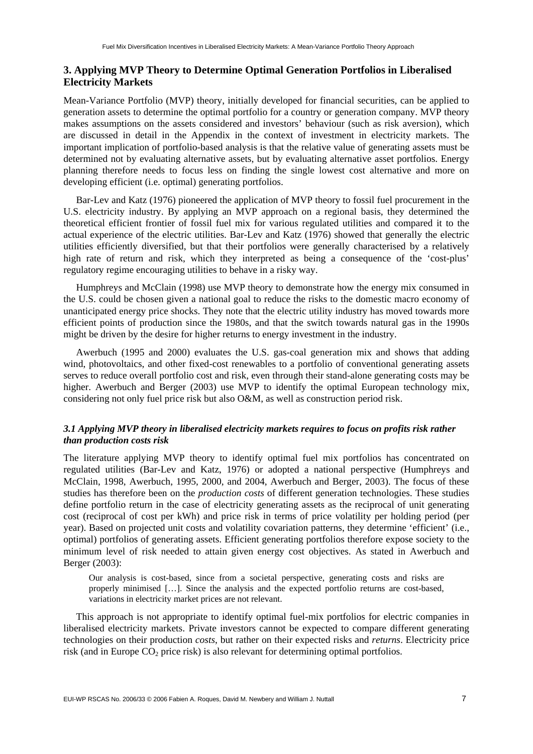## 3. Applying MVP Theory to Determine Optimal Generation Portfolios in Liberalised Electricity Markets

Mean-Variance Portfolio (MVP) theory, initially developed for financial securities, can be applied to generation assets to determine the optimal portfolio for a country or generation company. MVP theory makes assumptions on the assets considered and investors' behaviour (such as risk aversion), which are discussed in detail in the Appendix in the context of investment in electricity markets. The important implication of portfolio-based analysis is that the relative value of generating assets must be determined not by evaluating alternative assets, but by evaluating alternative asset portfolios. Energy planning therefore needs to focus less on finding the single lowest cost alternative and more on developing efficient (i.e. optimal) generating portfolios.

Bar-Lev and Katz (1976) pioneered the application of MVP theory to fossil fuel procurement in the U.S. electricity industry. By applying an MVP approach on a regional basis, they determined the theoretical efficient frontier of fossil fuel mix for various regulated utilities and compared it to the actual experience of the electric utilities. Bar-Lev and Katz (1976) showed that generally the electric utilities efficiently diversified, but that their portfolios were generally characterised by a relatively high rate of return and risk, which they interpreted as being a consequence of the 'cost-plus' regulatory regime encouraging utilities to behave in a risky way.

Humphreys and McClain (1998) use MVP theory to demonstrate how the energy mix consumed in the U.S. could be chosen given a national goal to reduce the risks to the domestic macro economy of unanticipated energy price shocks. They note that the electric utility industry has moved towards more efficient points of production since the 1980s, and that the switch towards natural gas in the 1990s might be driven by the desire for higher returns to energy investment in the industry.

Awerbuch (1995 and 2000) evaluates the U.S. gas-coal generation mix and shows that adding wind, photovoltaics, and other fixed-cost renewables to a portfolio of conventional generating assets serves to reduce overall portfolio cost and risk, even through their stand-alone generating costs may be higher. Awerbuch and Berger (2003) use MVP to identify the optimal European technology mix, considering not only fuel price risk but also O&M, as well as construction period risk.

### *3.1 Applying MVP theory in liberalised electricity markets requires to focus on profits risk rather than production costs risk*

The literature applying MVP theory to identify optimal fuel mix portfolios has concentrated on regulated utilities (Bar-Lev and Katz, 1976) or adopted a national perspective (Humphreys and McClain, 1998, Awerbuch, 1995, 2000, and 2004, Awerbuch and Berger, 2003). The focus of these studies has therefore been on the *production costs* of different generation technologies. These studies define portfolio return in the case of electricity generating assets as the reciprocal of unit generating cost (reciprocal of cost per kWh) and price risk in terms of price volatility per holding period (per year). Based on projected unit costs and volatility covariation patterns, they determine 'efficient' (i.e., optimal) portfolios of generating assets. Efficient generating portfolios therefore expose society to the minimum level of risk needed to attain given energy cost objectives. As stated in Awerbuch and Berger (2003):

> Our analysis is cost-based, since from a societal perspective, generating costs and risks are properly minimised […]. Since the analysis and the expected portfolio returns are cost-based, variations in electricity market prices are not relevant.

This approach is not appropriate to identify optimal fuel-mix portfolios for electric companies in liberalised electricity markets. Private investors cannot be expected to compare different generating technologies on their production *costs*, but rather on their expected risks and *returns*. Electricity price risk (and in Europe $CO_2$ price risk) is also relevant for determining optimal portfolios.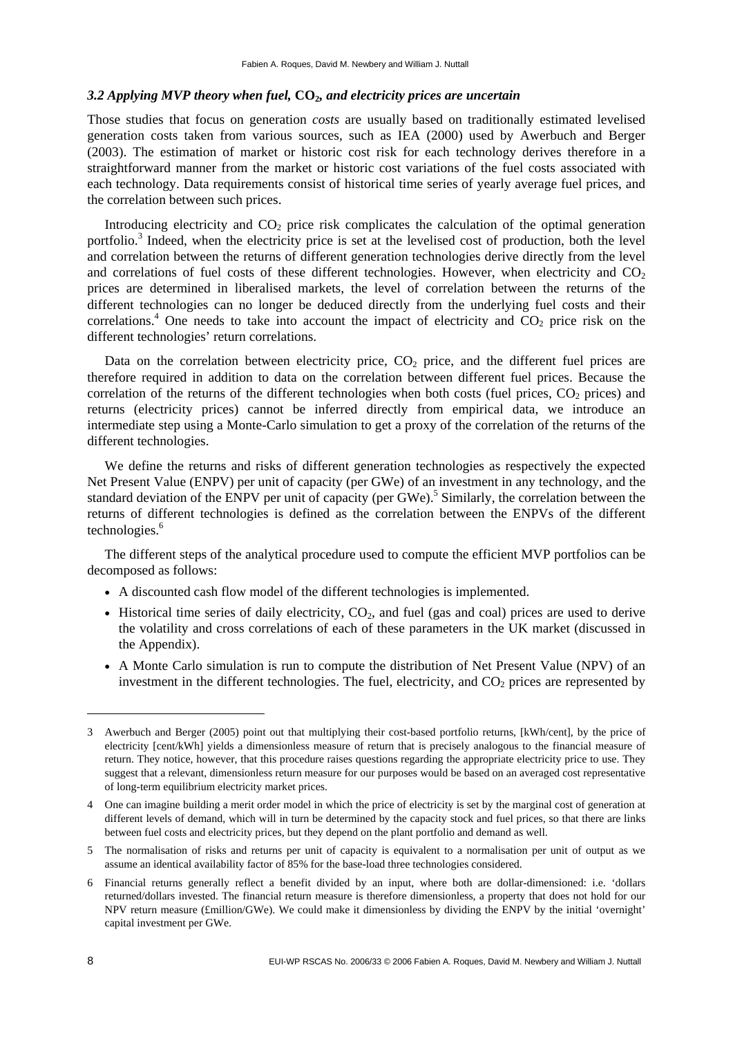### *3.2 Applying MVP theory when fuel, $CO_2$, and electricity prices are uncertain*

Those studies that focus on generation *costs* are usually based on traditionally estimated levelised generation costs taken from various sources, such as IEA (2000) used by Awerbuch and Berger (2003). The estimation of market or historic cost risk for each technology derives therefore in a straightforward manner from the market or historic cost variations of the fuel costs associated with each technology. Data requirements consist of historical time series of yearly average fuel prices, and the correlation between such prices.

Introducing electricity and $CO_2$ price risk complicates the calculation of the optimal generation portfolio.[3] Indeed, when the electricity price is set at the levelised cost of production, both the level and correlation between the returns of different generation technologies derive directly from the level and correlations of fuel costs of these different technologies. However, when electricity and $CO_2$ prices are determined in liberalised markets, the level of correlation between the returns of the different technologies can no longer be deduced directly from the underlying fuel costs and their correlations.[4] One needs to take into account the impact of electricity and $CO_2$ price risk on the different technologies' return correlations.

Data on the correlation between electricity price, $CO_2$ price, and the different fuel prices are therefore required in addition to data on the correlation between different fuel prices. Because the correlation of the returns of the different technologies when both costs (fuel prices, $CO_2$ prices) and returns (electricity prices) cannot be inferred directly from empirical data, we introduce an intermediate step using a Monte-Carlo simulation to get a proxy of the correlation of the returns of the different technologies.

We define the returns and risks of different generation technologies as respectively the expected Net Present Value (ENPV) per unit of capacity (per GWe) of an investment in any technology, and the standard deviation of the ENPV per unit of capacity (per GWe).[5] Similarly, the correlation between the returns of different technologies is defined as the correlation between the ENPVs of the different technologies.[6]

The different steps of the analytical procedure used to compute the efficient MVP portfolios can be decomposed as follows:

- A discounted cash flow model of the different technologies is implemented.
- Historical time series of daily electricity, $CO_2$, and fuel (gas and coal) prices are used to derive the volatility and cross correlations of each of these parameters in the UK market (discussed in the Appendix).
- A Monte Carlo simulation is run to compute the distribution of Net Present Value (NPV) of an investment in the different technologies. The fuel, electricity, and $CO_2$ prices are represented by

---

3 Awerbuch and Berger (2005) point out that multiplying their cost-based portfolio returns, [kWh/cent], by the price of electricity [cent/kWh] yields a dimensionless measure of return that is precisely analogous to the financial measure of return. They notice, however, that this procedure raises questions regarding the appropriate electricity price to use. They suggest that a relevant, dimensionless return measure for our purposes would be based on an averaged cost representative of long-term equilibrium electricity market prices.

4 One can imagine building a merit order model in which the price of electricity is set by the marginal cost of generation at different levels of demand, which will in turn be determined by the capacity stock and fuel prices, so that there are links between fuel costs and electricity prices, but they depend on the plant portfolio and demand as well.

5 The normalisation of risks and returns per unit of capacity is equivalent to a normalisation per unit of output as we assume an identical availability factor of 85% for the base-load three technologies considered.

6 Financial returns generally reflect a benefit divided by an input, where both are dollar-dimensioned: i.e. 'dollars returned/dollars invested. The financial return measure is therefore dimensionless, a property that does not hold for our NPV return measure (£million/GWe). We could make it dimensionless by dividing the ENPV by the initial 'overnight' capital investment per GWe.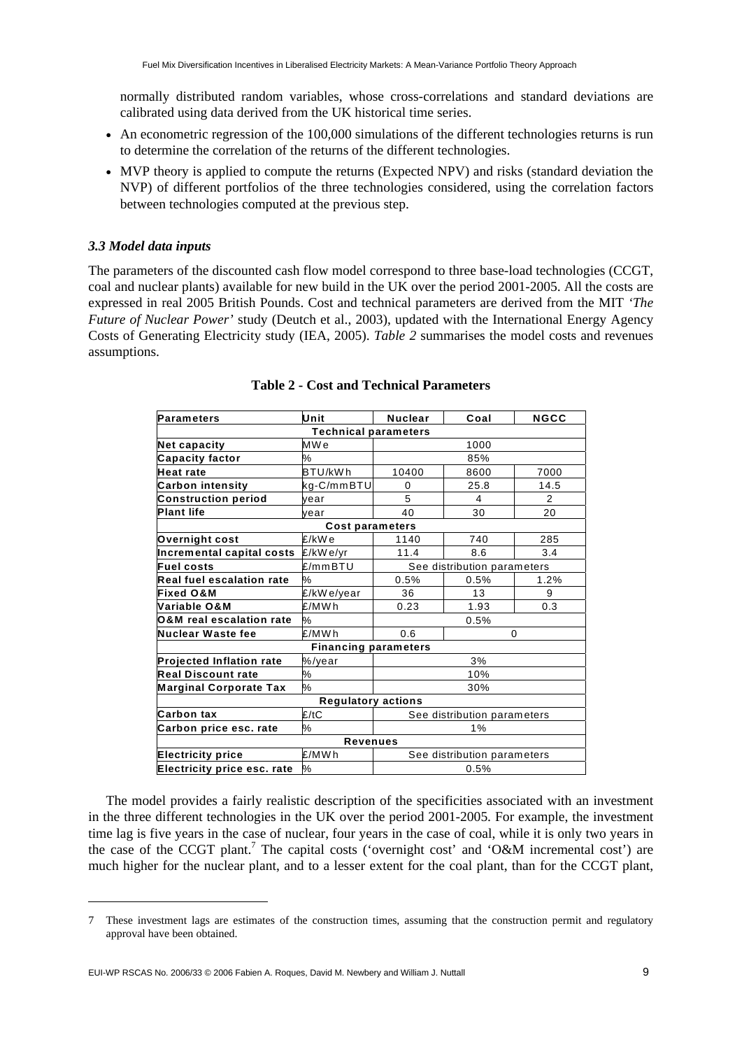normally distributed random variables, whose cross-correlations and standard deviations are calibrated using data derived from the UK historical time series.

- An econometric regression of the 100,000 simulations of the different technologies returns is run to determine the correlation of the returns of the different technologies.
- MVP theory is applied to compute the returns (Expected NPV) and risks (standard deviation the NVP) of different portfolios of the three technologies considered, using the correlation factors between technologies computed at the previous step.

### *3.3 Model data inputs*

The parameters of the discounted cash flow model correspond to three base-load technologies (CCGT, coal and nuclear plants) available for new build in the UK over the period 2001-2005. All the costs are expressed in real 2005 British Pounds. Cost and technical parameters are derived from the MIT *'The Future of Nuclear Power'* study (Deutch et al., 2003), updated with the International Energy Agency Costs of Generating Electricity study (IEA, 2005). *Table 2* summarises the model costs and revenues assumptions.

**Table 2 - Cost and Technical Parameters**

| Parameters | Unit | Nuclear | Coal | NGCC |
|---|---|---|---|---|
| **Technical parameters** | | | | |
| Net capacity | MWe | 1000 | | |
| Capacity factor | % | 85% | | |
| Heat rate | BTU/kWh | 10400 | 8600 | 7000 |
| Carbon intensity | kg-C/mmBTU | 0 | 25.8 | 14.5 |
| Construction period | year | 5 | 4 | 2 |
| Plant life | year | 40 | 30 | 20 |
| **Cost parameters** | | | | |
| Overnight cost | £/kWe | 1140 | 740 | 285 |
| Incremental capital costs | £/kWe/yr | 11.4 | 8.6 | 3.4 |
| Fuel costs | £/mmBTU | See distribution parameters | | |
| Real fuel escalation rate | % | 0.5% | 0.5% | 1.2% |
| Fixed O&M | £/kWe/year | 36 | 13 | 9 |
| Variable O&M | £/MWh | 0.23 | 1.93 | 0.3 |
| O&M real escalation rate | % | 0.5% | | |
| Nuclear Waste fee | £/MWh | 0.6 | 0 | |
| **Financing parameters** | | | | |
| Projected Inflation rate | %/year | 3% | | |
| Real Discount rate | % | 10% | | |
| Marginal Corporate Tax | % | 30% | | |
| **Regulatory actions** | | | | |
| Carbon tax | £/tC | See distribution parameters | | |
| Carbon price esc. rate | % | 1% | | |
| **Revenues** | | | | |
| Electricity price | £/MWh | See distribution parameters | | |
| Electricity price esc. rate | % | 0.5% | | |

The model provides a fairly realistic description of the specificities associated with an investment in the three different technologies in the UK over the period 2001-2005. For example, the investment time lag is five years in the case of nuclear, four years in the case of coal, while it is only two years in the case of the CCGT plant.[7] The capital costs ('overnight cost' and 'O&M incremental cost') are much higher for the nuclear plant, and to a lesser extent for the coal plant, than for the CCGT plant,

---

[7] These investment lags are estimates of the construction times, assuming that the construction permit and regulatory approval have been obtained.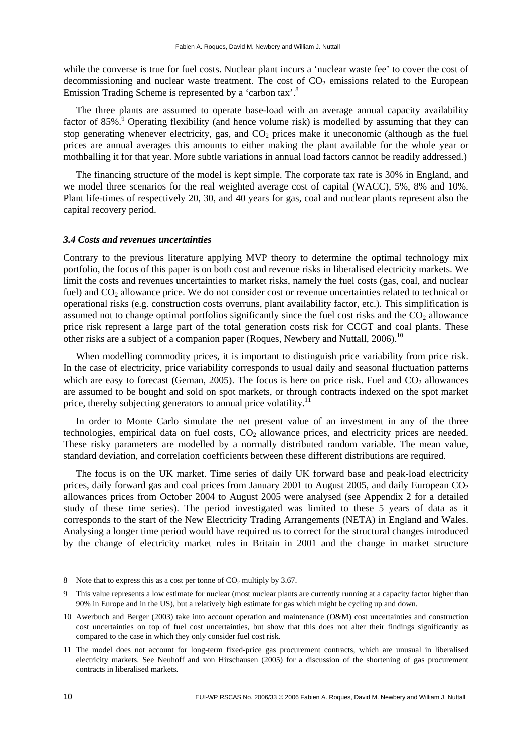while the converse is true for fuel costs. Nuclear plant incurs a 'nuclear waste fee' to cover the cost of decommissioning and nuclear waste treatment. The cost of $CO_2$ emissions related to the European Emission Trading Scheme is represented by a 'carbon tax'.[8]

The three plants are assumed to operate base-load with an average annual capacity availability factor of 85%.[9] Operating flexibility (and hence volume risk) is modelled by assuming that they can stop generating whenever electricity, gas, and $CO_2$ prices make it uneconomic (although as the fuel prices are annual averages this amounts to either making the plant available for the whole year or mothballing it for that year. More subtle variations in annual load factors cannot be readily addressed.)

The financing structure of the model is kept simple. The corporate tax rate is 30% in England, and we model three scenarios for the real weighted average cost of capital (WACC), 5%, 8% and 10%. Plant life-times of respectively 20, 30, and 40 years for gas, coal and nuclear plants represent also the capital recovery period.

### *3.4 Costs and revenues uncertainties*

Contrary to the previous literature applying MVP theory to determine the optimal technology mix portfolio, the focus of this paper is on both cost and revenue risks in liberalised electricity markets. We limit the costs and revenues uncertainties to market risks, namely the fuel costs (gas, coal, and nuclear fuel) and $CO_2$ allowance price. We do not consider cost or revenue uncertainties related to technical or operational risks (e.g. construction costs overruns, plant availability factor, etc.). This simplification is assumed not to change optimal portfolios significantly since the fuel cost risks and the $CO_2$ allowance price risk represent a large part of the total generation costs risk for CCGT and coal plants. These other risks are a subject of a companion paper (Roques, Newbery and Nuttall, 2006).[10]

When modelling commodity prices, it is important to distinguish price variability from price risk. In the case of electricity, price variability corresponds to usual daily and seasonal fluctuation patterns which are easy to forecast (Geman, 2005). The focus is here on price risk. Fuel and $CO_2$ allowances are assumed to be bought and sold on spot markets, or through contracts indexed on the spot market price, thereby subjecting generators to annual price volatility.[11]

In order to Monte Carlo simulate the net present value of an investment in any of the three technologies, empirical data on fuel costs, $CO_2$ allowance prices, and electricity prices are needed. These risky parameters are modelled by a normally distributed random variable. The mean value, standard deviation, and correlation coefficients between these different distributions are required.

The focus is on the UK market. Time series of daily UK forward base and peak-load electricity prices, daily forward gas and coal prices from January 2001 to August 2005, and daily European $CO_2$ allowances prices from October 2004 to August 2005 were analysed (see Appendix 2 for a detailed study of these time series). The period investigated was limited to these 5 years of data as it corresponds to the start of the New Electricity Trading Arrangements (NETA) in England and Wales. Analysing a longer time period would have required us to correct for the structural changes introduced by the change of electricity market rules in Britain in 2001 and the change in market structure

---

8 Note that to express this as a cost per tonne of $CO_2$ multiply by 3.67.

9 This value represents a low estimate for nuclear (most nuclear plants are currently running at a capacity factor higher than 90% in Europe and in the US), but a relatively high estimate for gas which might be cycling up and down.

10 Awerbuch and Berger (2003) take into account operation and maintenance (O&M) cost uncertainties and construction cost uncertainties on top of fuel cost uncertainties, but show that this does not alter their findings significantly as compared to the case in which they only consider fuel cost risk.

11 The model does not account for long-term fixed-price gas procurement contracts, which are unusual in liberalised electricity markets. See Neuhoff and von Hirschausen (2005) for a discussion of the shortening of gas procurement contracts in liberalised markets.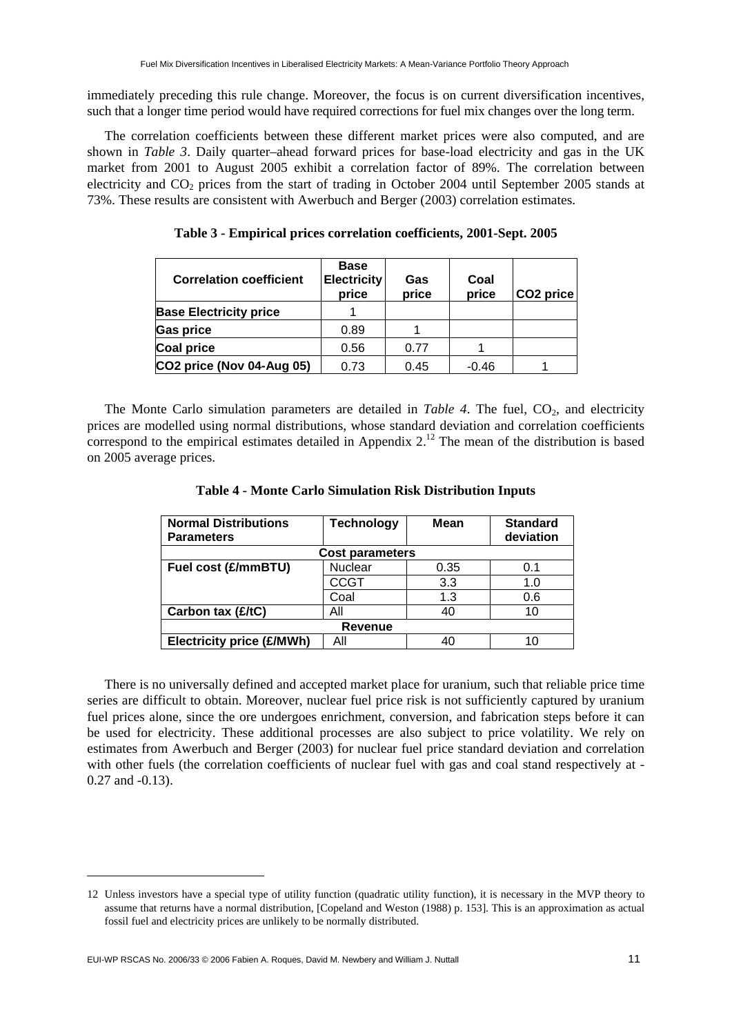immediately preceding this rule change. Moreover, the focus is on current diversification incentives, such that a longer time period would have required corrections for fuel mix changes over the long term.

The correlation coefficients between these different market prices were also computed, and are shown in *Table 3*. Daily quarter–ahead forward prices for base-load electricity and gas in the UK market from 2001 to August 2005 exhibit a correlation factor of 89%. The correlation between electricity and $CO_2$ prices from the start of trading in October 2004 until September 2005 stands at 73%. These results are consistent with Awerbuch and Berger (2003) correlation estimates.

**Table 3 - Empirical prices correlation coefficients, 2001-Sept. 2005**

| Correlation coefficient | Base Electricity price | Gas price | Coal price | CO2 price |
|---|---|---|---|---|
| **Base Electricity price** | 1 | | | |
| **Gas price** | 0.89 | 1 | | |
| **Coal price** | 0.56 | 0.77 | 1 | |
| **CO2 price (Nov 04-Aug 05)** | 0.73 | 0.45 | -0.46 | 1 |

The Monte Carlo simulation parameters are detailed in *Table 4*. The fuel, $CO_2$, and electricity prices are modelled using normal distributions, whose standard deviation and correlation coefficients correspond to the empirical estimates detailed in Appendix 2.[12] The mean of the distribution is based on 2005 average prices.

**Table 4 - Monte Carlo Simulation Risk Distribution Inputs**

| Normal Distributions Parameters | Technology | Mean | Standard deviation |
|---|---|---|---|
| **Cost parameters** | | | |
| **Fuel cost (£/mmBTU)** | Nuclear | 0.35 | 0.1 |
| | CCGT | 3.3 | 1.0 |
| | Coal | 1.3 | 0.6 |
| **Carbon tax (£/tC)** | All | 40 | 10 |
| **Revenue** | | | |
| **Electricity price (£/MWh)** | All | 40 | 10 |

There is no universally defined and accepted market place for uranium, such that reliable price time series are difficult to obtain. Moreover, nuclear fuel price risk is not sufficiently captured by uranium fuel prices alone, since the ore undergoes enrichment, conversion, and fabrication steps before it can be used for electricity. These additional processes are also subject to price volatility. We rely on estimates from Awerbuch and Berger (2003) for nuclear fuel price standard deviation and correlation with other fuels (the correlation coefficients of nuclear fuel with gas and coal stand respectively at -0.27 and -0.13).

12 Unless investors have a special type of utility function (quadratic utility function), it is necessary in the MVP theory to assume that returns have a normal distribution, [Copeland and Weston (1988) p. 153]. This is an approximation as actual fossil fuel and electricity prices are unlikely to be normally distributed.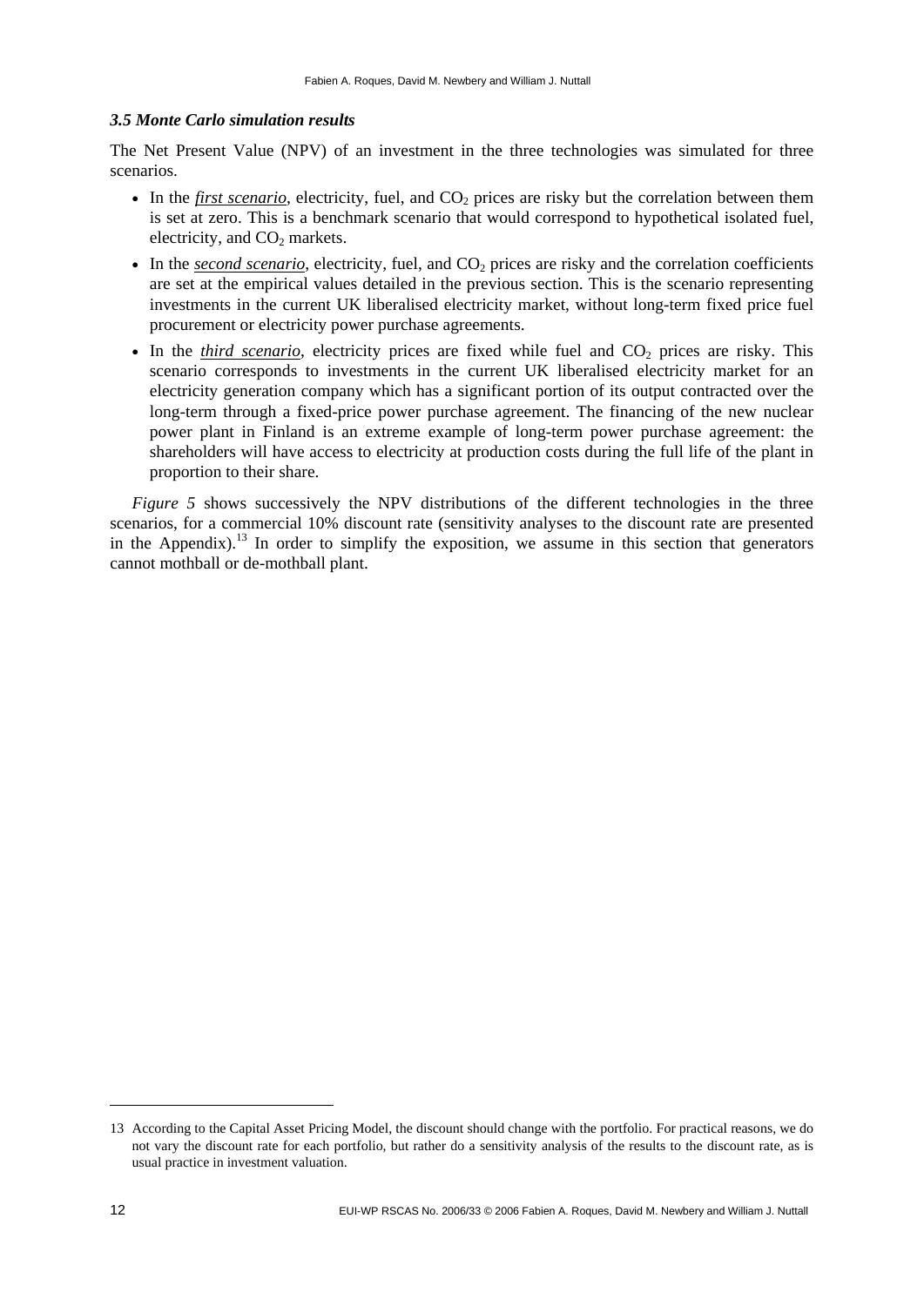### *3.5 Monte Carlo simulation results*

The Net Present Value (NPV) of an investment in the three technologies was simulated for three scenarios.

- In the ***first scenario***, electricity, fuel, and $CO_2$ prices are risky but the correlation between them is set at zero. This is a benchmark scenario that would correspond to hypothetical isolated fuel, electricity, and $CO_2$ markets.
- In the ***second scenario***, electricity, fuel, and $CO_2$ prices are risky and the correlation coefficients are set at the empirical values detailed in the previous section. This is the scenario representing investments in the current UK liberalised electricity market, without long-term fixed price fuel procurement or electricity power purchase agreements.
- In the ***third scenario***, electricity prices are fixed while fuel and $CO_2$ prices are risky. This scenario corresponds to investments in the current UK liberalised electricity market for an electricity generation company which has a significant portion of its output contracted over the long-term through a fixed-price power purchase agreement. The financing of the new nuclear power plant in Finland is an extreme example of long-term power purchase agreement: the shareholders will have access to electricity at production costs during the full life of the plant in proportion to their share.

*Figure 5* shows successively the NPV distributions of the different technologies in the three scenarios, for a commercial 10% discount rate (sensitivity analyses to the discount rate are presented in the Appendix).[13] In order to simplify the exposition, we assume in this section that generators cannot mothball or de-mothball plant.

13 According to the Capital Asset Pricing Model, the discount should change with the portfolio. For practical reasons, we do not vary the discount rate for each portfolio, but rather do a sensitivity analysis of the results to the discount rate, as is usual practice in investment valuation.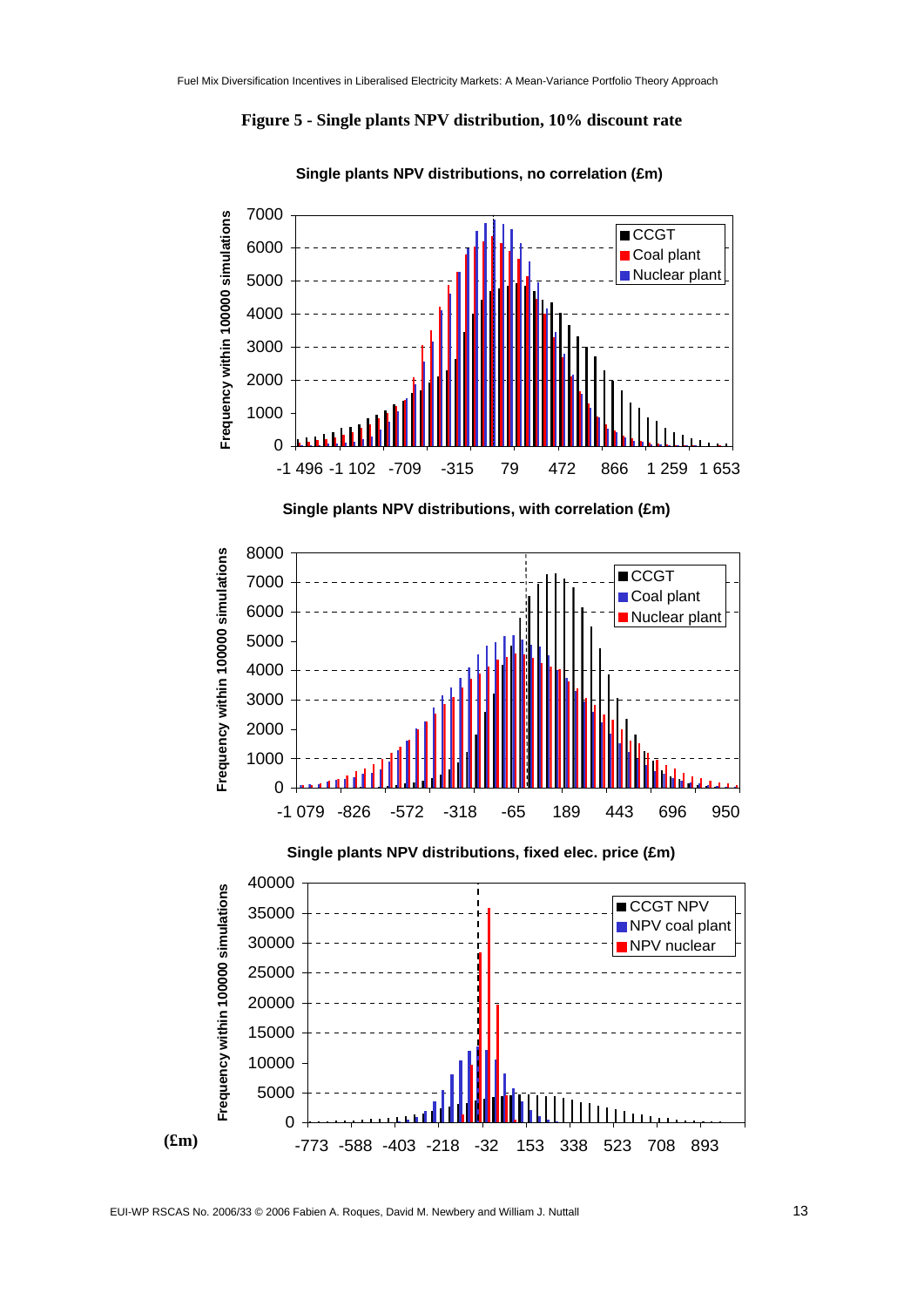**Figure 5 - Single plants NPV distribution, 10% discount rate**

**Single plants NPV distributions, no correlation (£m)**

**Single plants NPV distributions, with correlation (£m)**

**Single plants NPV distributions, fixed elec. price (£m)**

**(£m)**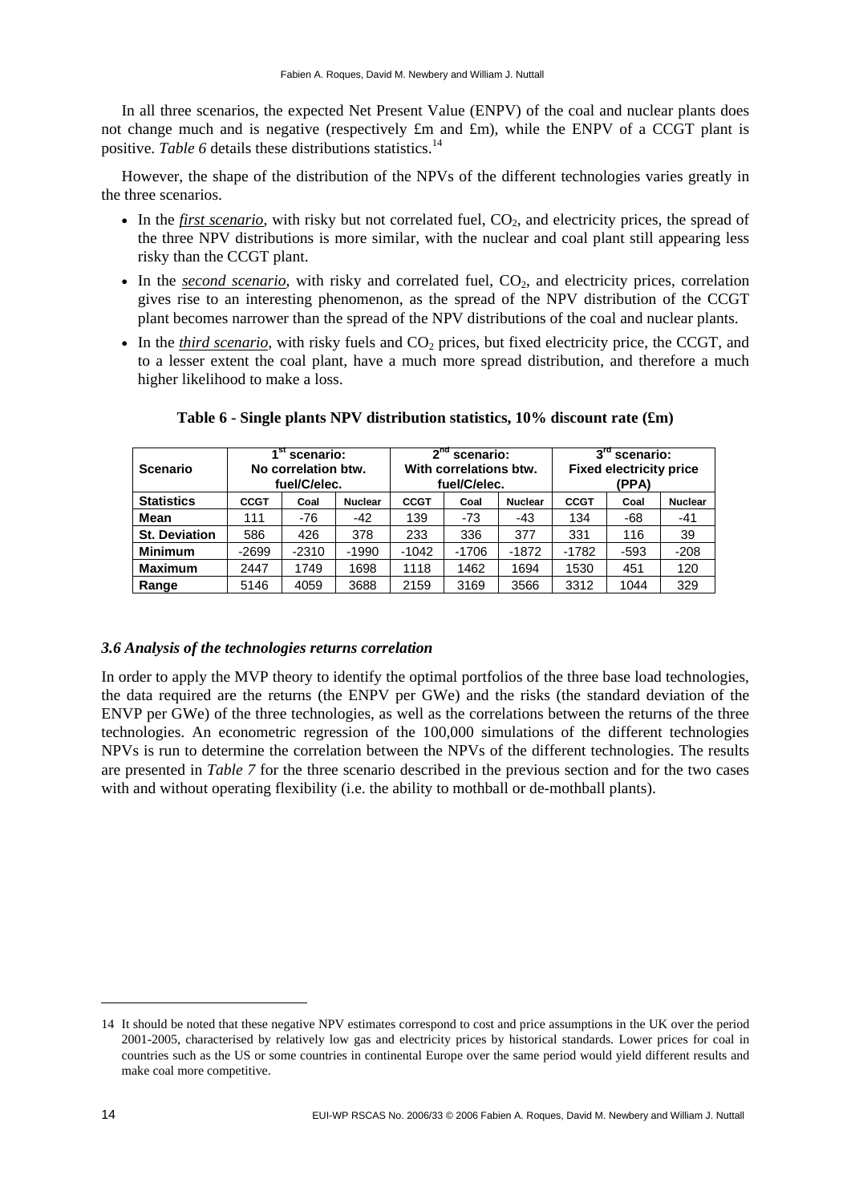In all three scenarios, the expected Net Present Value (ENPV) of the coal and nuclear plants does not change much and is negative (respectively £m and £m), while the ENPV of a CCGT plant is positive. *Table 6* details these distributions statistics.[14]

However, the shape of the distribution of the NPVs of the different technologies varies greatly in the three scenarios.

- In the ***first scenario***, with risky but not correlated fuel, $CO_2$, and electricity prices, the spread of the three NPV distributions is more similar, with the nuclear and coal plant still appearing less risky than the CCGT plant.
- In the ***second scenario***, with risky and correlated fuel, $CO_2$, and electricity prices, correlation gives rise to an interesting phenomenon, as the spread of the NPV distribution of the CCGT plant becomes narrower than the spread of the NPV distributions of the coal and nuclear plants.
- In the ***third scenario***, with risky fuels and $CO_2$ prices, but fixed electricity price, the CCGT, and to a lesser extent the coal plant, have a much more spread distribution, and therefore a much higher likelihood to make a loss.

**Table 6 - Single plants NPV distribution statistics, 10% discount rate (£m)**

| Scenario | 1st scenario: No correlation btw. fuel/C/elec. | | | 2nd scenario: With correlations btw. fuel/C/elec. | | | 3rd scenario: Fixed electricity price (PPA) | | |
|---|---|---|---|---|---|---|---|---|---|
| **Statistics** | **CCGT** | **Coal** | **Nuclear** | **CCGT** | **Coal** | **Nuclear** | **CCGT** | **Coal** | **Nuclear** |
| **Mean** | 111 | -76 | -42 | 139 | -73 | -43 | 134 | -68 | -41 |
| **St. Deviation** | 586 | 426 | 378 | 233 | 336 | 377 | 331 | 116 | 39 |
| **Minimum** | -2699 | -2310 | -1990 | -1042 | -1706 | -1872 | -1782 | -593 | -208 |
| **Maximum** | 2447 | 1749 | 1698 | 1118 | 1462 | 1694 | 1530 | 451 | 120 |
| **Range** | 5146 | 4059 | 3688 | 2159 | 3169 | 3566 | 3312 | 1044 | 329 |

### *3.6 Analysis of the technologies returns correlation*

In order to apply the MVP theory to identify the optimal portfolios of the three base load technologies, the data required are the returns (the ENPV per GWe) and the risks (the standard deviation of the ENVP per GWe) of the three technologies, as well as the correlations between the returns of the three technologies. An econometric regression of the 100,000 simulations of the different technologies NPVs is run to determine the correlation between the NPVs of the different technologies. The results are presented in *Table 7* for the three scenario described in the previous section and for the two cases with and without operating flexibility (i.e. the ability to mothball or de-mothball plants).

---

14 It should be noted that these negative NPV estimates correspond to cost and price assumptions in the UK over the period 2001-2005, characterised by relatively low gas and electricity prices by historical standards. Lower prices for coal in countries such as the US or some countries in continental Europe over the same period would yield different results and make coal more competitive.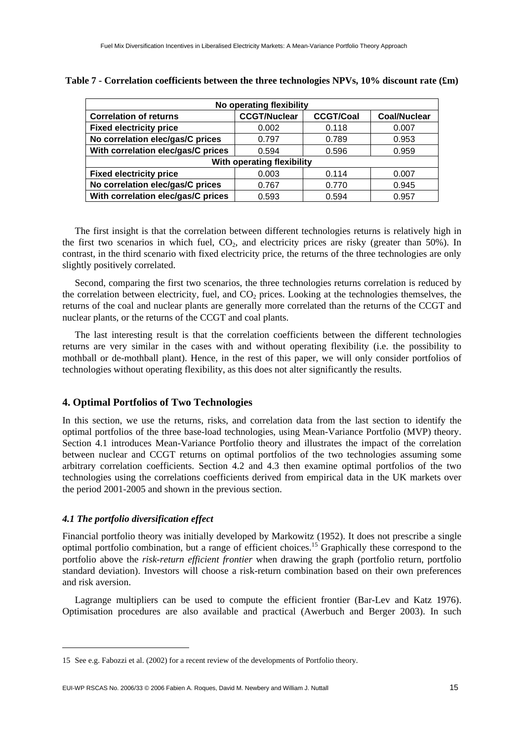**Table 7 - Correlation coefficients between the three technologies NPVs, 10% discount rate (£m)**

| No operating flexibility | | | |
|---|---|---|---|
| **Correlation of returns** | **CCGT/Nuclear** | **CCGT/Coal** | **Coal/Nuclear** |
| **Fixed electricity price** | 0.002 | 0.118 | 0.007 |
| **No correlation elec/gas/C prices** | 0.797 | 0.789 | 0.953 |
| **With correlation elec/gas/C prices** | 0.594 | 0.596 | 0.959 |
| **With operating flexibility** | | | |
| **Fixed electricity price** | 0.003 | 0.114 | 0.007 |
| **No correlation elec/gas/C prices** | 0.767 | 0.770 | 0.945 |
| **With correlation elec/gas/C prices** | 0.593 | 0.594 | 0.957 |

The first insight is that the correlation between different technologies returns is relatively high in the first two scenarios in which fuel, $CO_2$, and electricity prices are risky (greater than 50%). In contrast, in the third scenario with fixed electricity price, the returns of the three technologies are only slightly positively correlated.

Second, comparing the first two scenarios, the three technologies returns correlation is reduced by the correlation between electricity, fuel, and $CO_2$ prices. Looking at the technologies themselves, the returns of the coal and nuclear plants are generally more correlated than the returns of the CCGT and nuclear plants, or the returns of the CCGT and coal plants.

The last interesting result is that the correlation coefficients between the different technologies returns are very similar in the cases with and without operating flexibility (i.e. the possibility to mothball or de-mothball plant). Hence, in the rest of this paper, we will only consider portfolios of technologies without operating flexibility, as this does not alter significantly the results.

## 4. Optimal Portfolios of Two Technologies

In this section, we use the returns, risks, and correlation data from the last section to identify the optimal portfolios of the three base-load technologies, using Mean-Variance Portfolio (MVP) theory. Section 4.1 introduces Mean-Variance Portfolio theory and illustrates the impact of the correlation between nuclear and CCGT returns on optimal portfolios of the two technologies assuming some arbitrary correlation coefficients. Section 4.2 and 4.3 then examine optimal portfolios of the two technologies using the correlations coefficients derived from empirical data in the UK markets over the period 2001-2005 and shown in the previous section.

### *4.1 The portfolio diversification effect*

Financial portfolio theory was initially developed by Markowitz (1952). It does not prescribe a single optimal portfolio combination, but a range of efficient choices.[15] Graphically these correspond to the portfolio above the *risk-return efficient frontier* when drawing the graph (portfolio return, portfolio standard deviation). Investors will choose a risk-return combination based on their own preferences and risk aversion.

Lagrange multipliers can be used to compute the efficient frontier (Bar-Lev and Katz 1976). Optimisation procedures are also available and practical (Awerbuch and Berger 2003). In such

15 See e.g. Fabozzi et al. (2002) for a recent review of the developments of Portfolio theory.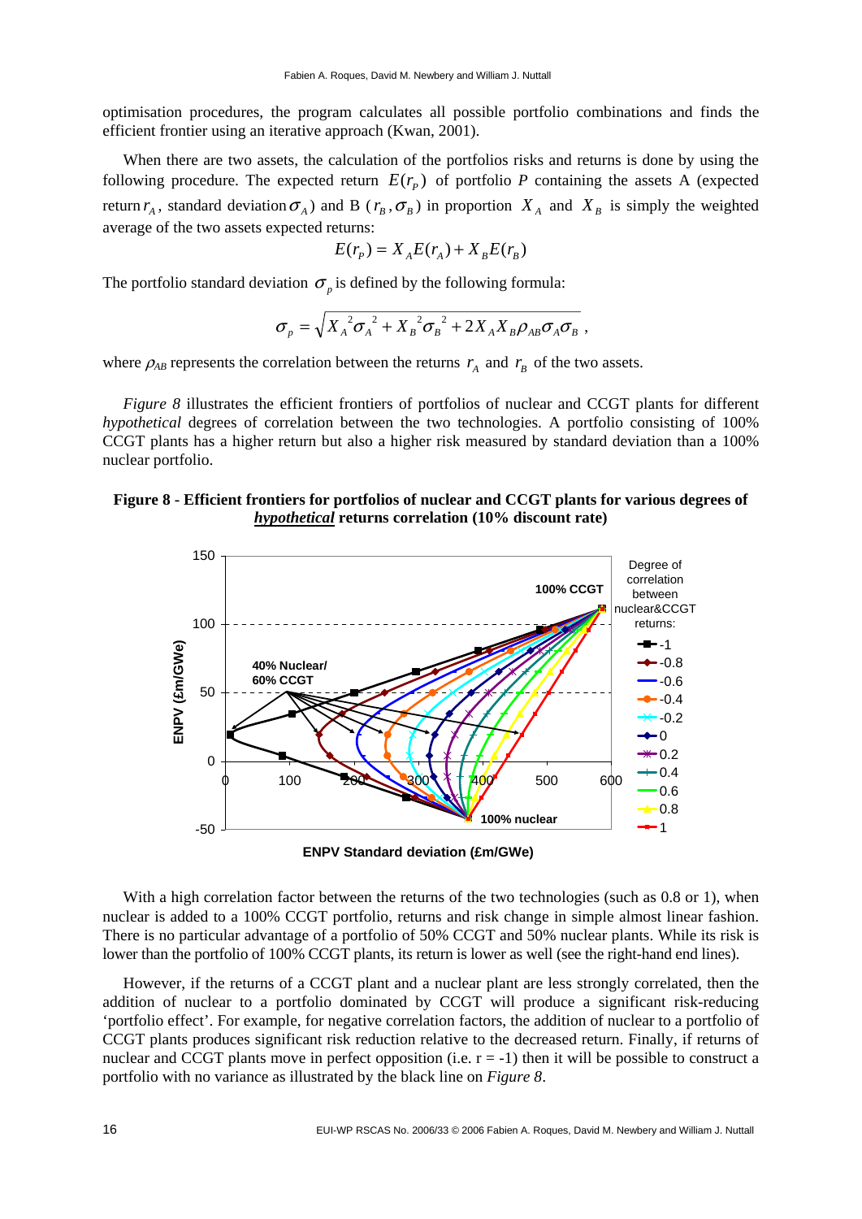optimisation procedures, the program calculates all possible portfolio combinations and finds the efficient frontier using an iterative approach (Kwan, 2001).

When there are two assets, the calculation of the portfolios risks and returns is done by using the following procedure. The expected return $E(r_P)$ of portfolio $P$ containing the assets A (expected return $r_A$, standard deviation $\sigma_A$) and B ($r_B, \sigma_B$) in proportion $X_A$ and $X_B$ is simply the weighted average of the two assets expected returns:

$$E(r_P) = X_A E(r_A) + X_B E(r_B)$$

The portfolio standard deviation $\sigma_p$ is defined by the following formula:

$$\sigma_p = \sqrt{X_A{}^2 \sigma_A{}^2 + X_B{}^2 \sigma_B{}^2 + 2 X_A X_B \rho_{AB} \sigma_A \sigma_B},$$

where $\rho_{AB}$ represents the correlation between the returns $r_A$ and $r_B$ of the two assets.

*Figure 8* illustrates the efficient frontiers of portfolios of nuclear and CCGT plants for different *hypothetical* degrees of correlation between the two technologies. A portfolio consisting of 100% CCGT plants has a higher return but also a higher risk measured by standard deviation than a 100% nuclear portfolio.

**Figure 8 - Efficient frontiers for portfolios of nuclear and CCGT plants for various degrees of *hypothetical* returns correlation (10% discount rate)**

With a high correlation factor between the returns of the two technologies (such as 0.8 or 1), when nuclear is added to a 100% CCGT portfolio, returns and risk change in simple almost linear fashion. There is no particular advantage of a portfolio of 50% CCGT and 50% nuclear plants. While its risk is lower than the portfolio of 100% CCGT plants, its return is lower as well (see the right-hand end lines).

However, if the returns of a CCGT plant and a nuclear plant are less strongly correlated, then the addition of nuclear to a portfolio dominated by CCGT will produce a significant risk-reducing ‘portfolio effect’. For example, for negative correlation factors, the addition of nuclear to a portfolio of CCGT plants produces significant risk reduction relative to the decreased return. Finally, if returns of nuclear and CCGT plants move in perfect opposition (i.e. r = -1) then it will be possible to construct a portfolio with no variance as illustrated by the black line on *Figure 8*.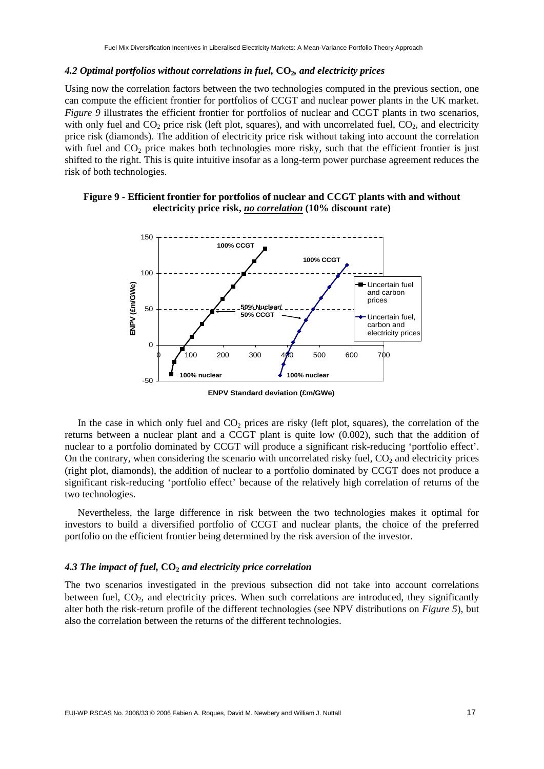### *4.2 Optimal portfolios without correlations in fuel, $CO_2$, and electricity prices*

Using now the correlation factors between the two technologies computed in the previous section, one can compute the efficient frontier for portfolios of CCGT and nuclear power plants in the UK market. *Figure 9* illustrates the efficient frontier for portfolios of nuclear and CCGT plants in two scenarios, with only fuel and $CO_2$ price risk (left plot, squares), and with uncorrelated fuel, $CO_2$, and electricity price risk (diamonds). The addition of electricity price risk without taking into account the correlation with fuel and $CO_2$ price makes both technologies more risky, such that the efficient frontier is just shifted to the right. This is quite intuitive insofar as a long-term power purchase agreement reduces the risk of both technologies.

**Figure 9 - Efficient frontier for portfolios of nuclear and CCGT plants with and without electricity price risk, *no correlation* (10% discount rate)**

In the case in which only fuel and $CO_2$ prices are risky (left plot, squares), the correlation of the returns between a nuclear plant and a CCGT plant is quite low (0.002), such that the addition of nuclear to a portfolio dominated by CCGT will produce a significant risk-reducing 'portfolio effect'. On the contrary, when considering the scenario with uncorrelated risky fuel, $CO_2$ and electricity prices (right plot, diamonds), the addition of nuclear to a portfolio dominated by CCGT does not produce a significant risk-reducing 'portfolio effect' because of the relatively high correlation of returns of the two technologies.

Nevertheless, the large difference in risk between the two technologies makes it optimal for investors to build a diversified portfolio of CCGT and nuclear plants, the choice of the preferred portfolio on the efficient frontier being determined by the risk aversion of the investor.

### *4.3 The impact of fuel, $CO_2$ and electricity price correlation*

The two scenarios investigated in the previous subsection did not take into account correlations between fuel, $CO_2$, and electricity prices. When such correlations are introduced, they significantly alter both the risk-return profile of the different technologies (see NPV distributions on *Figure 5*), but also the correlation between the returns of the different technologies.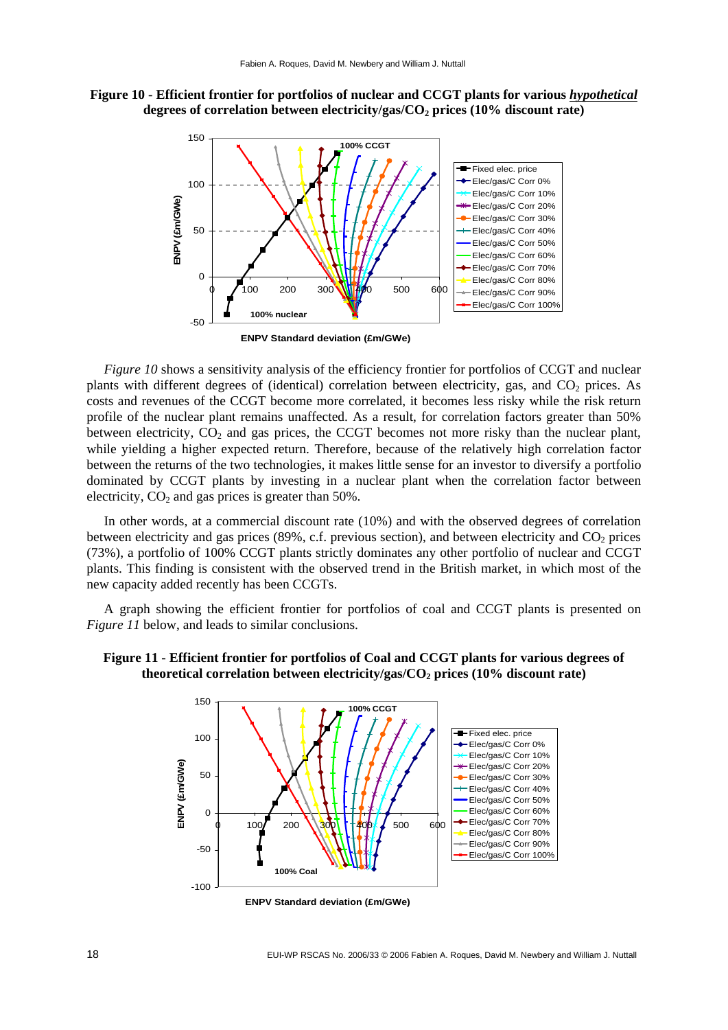**Figure 10 - Efficient frontier for portfolios of nuclear and CCGT plants for various *hypothetical* degrees of correlation between electricity/gas/$CO_2$ prices (10% discount rate)**

*Figure 10* shows a sensitivity analysis of the efficiency frontier for portfolios of CCGT and nuclear plants with different degrees of (identical) correlation between electricity, gas, and $CO_2$ prices. As costs and revenues of the CCGT become more correlated, it becomes less risky while the risk return profile of the nuclear plant remains unaffected. As a result, for correlation factors greater than 50% between electricity, $CO_2$ and gas prices, the CCGT becomes not more risky than the nuclear plant, while yielding a higher expected return. Therefore, because of the relatively high correlation factor between the returns of the two technologies, it makes little sense for an investor to diversify a portfolio dominated by CCGT plants by investing in a nuclear plant when the correlation factor between electricity, $CO_2$ and gas prices is greater than 50%.

In other words, at a commercial discount rate (10%) and with the observed degrees of correlation between electricity and gas prices (89%, c.f. previous section), and between electricity and $CO_2$ prices (73%), a portfolio of 100% CCGT plants strictly dominates any other portfolio of nuclear and CCGT plants. This finding is consistent with the observed trend in the British market, in which most of the new capacity added recently has been CCGTs.

A graph showing the efficient frontier for portfolios of coal and CCGT plants is presented on *Figure 11* below, and leads to similar conclusions.

**Figure 11 - Efficient frontier for portfolios of Coal and CCGT plants for various degrees of theoretical correlation between electricity/gas/$CO_2$ prices (10% discount rate)**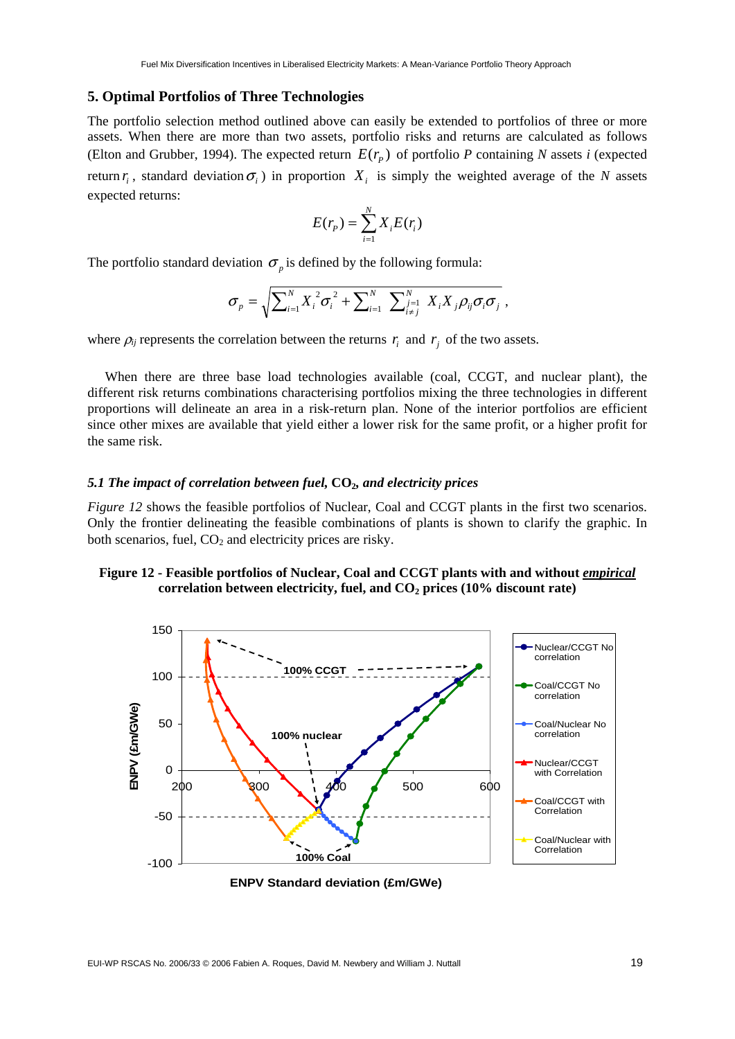## 5. Optimal Portfolios of Three Technologies

The portfolio selection method outlined above can easily be extended to portfolios of three or more assets. When there are more than two assets, portfolio risks and returns are calculated as follows (Elton and Grubber, 1994). The expected return $E(r_P)$ of portfolio *P* containing *N* assets *i* (expected return $r_i$, standard deviation $\sigma_i$) in proportion $X_i$ is simply the weighted average of the *N* assets expected returns:

$$E(r_P) = \sum_{i=1}^{N} X_i E(r_i)$$

The portfolio standard deviation $\sigma_p$ is defined by the following formula:

$$\sigma_p = \sqrt{\sum_{i=1}^{N} X_i^2 \sigma_i^2 + \sum_{i=1}^{N} \sum_{\substack{j=1 \\ i \neq j}}^{N} X_i X_j \rho_{ij} \sigma_i \sigma_j}\ ,$$

where $\rho_{ij}$ represents the correlation between the returns $r_i$ and $r_j$ of the two assets.

When there are three base load technologies available (coal, CCGT, and nuclear plant), the different risk returns combinations characterising portfolios mixing the three technologies in different proportions will delineate an area in a risk-return plan. None of the interior portfolios are efficient since other mixes are available that yield either a lower risk for the same profit, or a higher profit for the same risk.

### *5.1 The impact of correlation between fuel, $CO_2$, and electricity prices*

*Figure 12* shows the feasible portfolios of Nuclear, Coal and CCGT plants in the first two scenarios. Only the frontier delineating the feasible combinations of plants is shown to clarify the graphic. In both scenarios, fuel, $CO_2$ and electricity prices are risky.

**Figure 12 - Feasible portfolios of Nuclear, Coal and CCGT plants with and without *empirical* correlation between electricity, fuel, and $CO_2$ prices (10% discount rate)**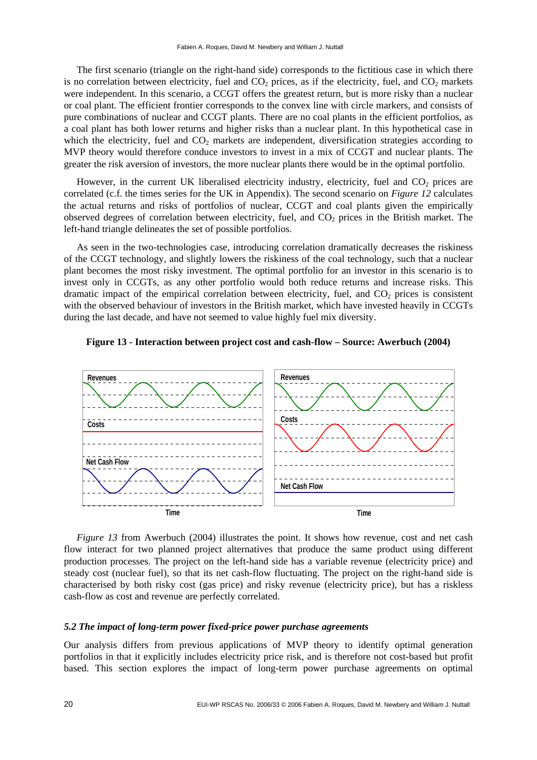The first scenario (triangle on the right-hand side) corresponds to the fictitious case in which there is no correlation between electricity, fuel and $CO_2$ prices, as if the electricity, fuel, and $CO_2$ markets were independent. In this scenario, a CCGT offers the greatest return, but is more risky than a nuclear or coal plant. The efficient frontier corresponds to the convex line with circle markers, and consists of pure combinations of nuclear and CCGT plants. There are no coal plants in the efficient portfolios, as a coal plant has both lower returns and higher risks than a nuclear plant. In this hypothetical case in which the electricity, fuel and $CO_2$ markets are independent, diversification strategies according to MVP theory would therefore conduce investors to invest in a mix of CCGT and nuclear plants. The greater the risk aversion of investors, the more nuclear plants there would be in the optimal portfolio.

However, in the current UK liberalised electricity industry, electricity, fuel and $CO_2$ prices are correlated (c.f. the times series for the UK in Appendix). The second scenario on *Figure 12* calculates the actual returns and risks of portfolios of nuclear, CCGT and coal plants given the empirically observed degrees of correlation between electricity, fuel, and $CO_2$ prices in the British market. The left-hand triangle delineates the set of possible portfolios.

As seen in the two-technologies case, introducing correlation dramatically decreases the riskiness of the CCGT technology, and slightly lowers the riskiness of the coal technology, such that a nuclear plant becomes the most risky investment. The optimal portfolio for an investor in this scenario is to invest only in CCGTs, as any other portfolio would both reduce returns and increase risks. This dramatic impact of the empirical correlation between electricity, fuel, and $CO_2$ prices is consistent with the observed behaviour of investors in the British market, which have invested heavily in CCGTs during the last decade, and have not seemed to value highly fuel mix diversity.

**Figure 13 - Interaction between project cost and cash-flow – Source: Awerbuch (2004)**

*Figure 13* from Awerbuch (2004) illustrates the point. It shows how revenue, cost and net cash flow interact for two planned project alternatives that produce the same product using different production processes. The project on the left-hand side has a variable revenue (electricity price) and steady cost (nuclear fuel), so that its net cash-flow fluctuating. The project on the right-hand side is characterised by both risky cost (gas price) and risky revenue (electricity price), but has a riskless cash-flow as cost and revenue are perfectly correlated.

### *5.2 The impact of long-term power fixed-price power purchase agreements*

Our analysis differs from previous applications of MVP theory to identify optimal generation portfolios in that it explicitly includes electricity price risk, and is therefore not cost-based but profit based. This section explores the impact of long-term power purchase agreements on optimal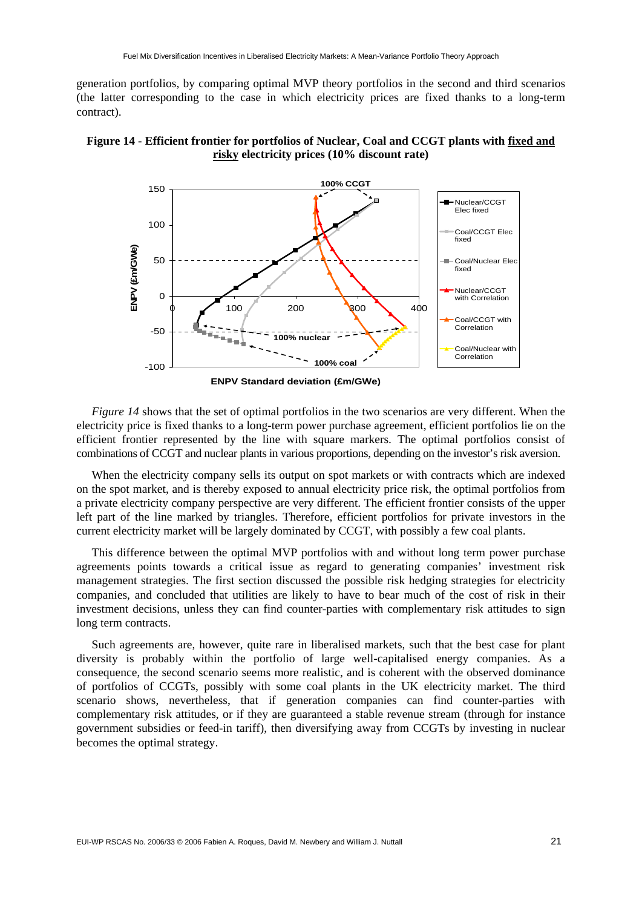generation portfolios, by comparing optimal MVP theory portfolios in the second and third scenarios (the latter corresponding to the case in which electricity prices are fixed thanks to a long-term contract).

**Figure 14 - Efficient frontier for portfolios of Nuclear, Coal and CCGT plants with fixed and risky electricity prices (10% discount rate)**

*Figure 14* shows that the set of optimal portfolios in the two scenarios are very different. When the electricity price is fixed thanks to a long-term power purchase agreement, efficient portfolios lie on the efficient frontier represented by the line with square markers. The optimal portfolios consist of combinations of CCGT and nuclear plants in various proportions, depending on the investor's risk aversion.

When the electricity company sells its output on spot markets or with contracts which are indexed on the spot market, and is thereby exposed to annual electricity price risk, the optimal portfolios from a private electricity company perspective are very different. The efficient frontier consists of the upper left part of the line marked by triangles. Therefore, efficient portfolios for private investors in the current electricity market will be largely dominated by CCGT, with possibly a few coal plants.

This difference between the optimal MVP portfolios with and without long term power purchase agreements points towards a critical issue as regard to generating companies' investment risk management strategies. The first section discussed the possible risk hedging strategies for electricity companies, and concluded that utilities are likely to have to bear much of the cost of risk in their investment decisions, unless they can find counter-parties with complementary risk attitudes to sign long term contracts.

Such agreements are, however, quite rare in liberalised markets, such that the best case for plant diversity is probably within the portfolio of large well-capitalised energy companies. As a consequence, the second scenario seems more realistic, and is coherent with the observed dominance of portfolios of CCGTs, possibly with some coal plants in the UK electricity market. The third scenario shows, nevertheless, that if generation companies can find counter-parties with complementary risk attitudes, or if they are guaranteed a stable revenue stream (through for instance government subsidies or feed-in tariff), then diversifying away from CCGTs by investing in nuclear becomes the optimal strategy.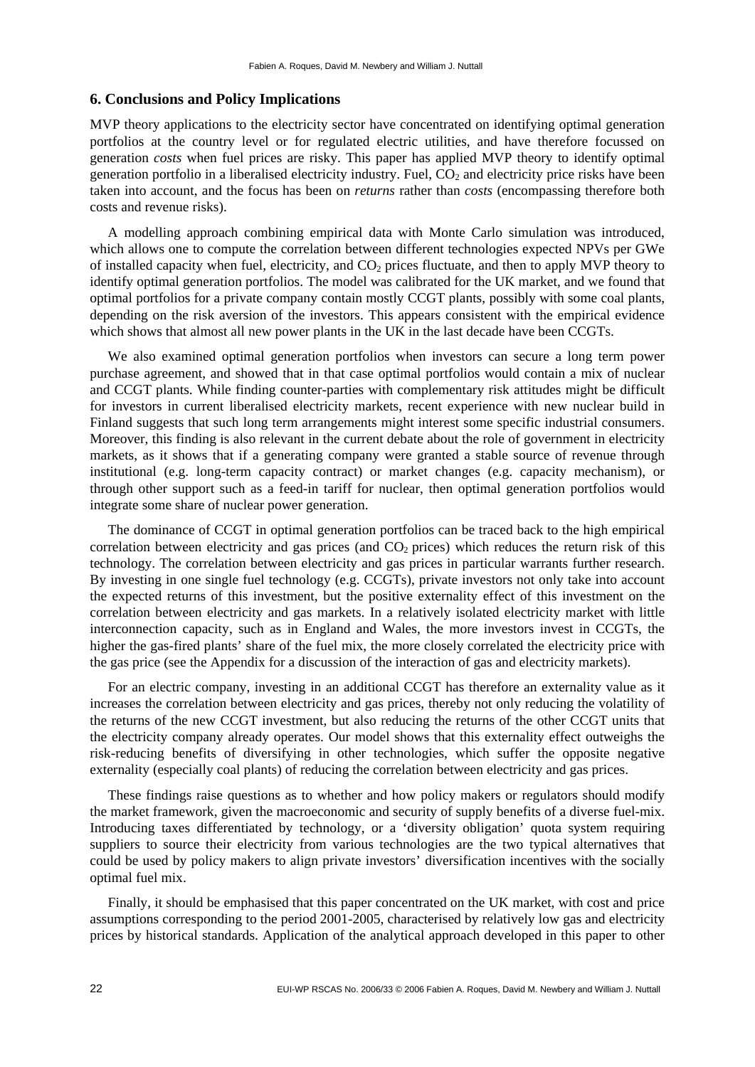## 6. Conclusions and Policy Implications

MVP theory applications to the electricity sector have concentrated on identifying optimal generation portfolios at the country level or for regulated electric utilities, and have therefore focussed on generation *costs* when fuel prices are risky. This paper has applied MVP theory to identify optimal generation portfolio in a liberalised electricity industry. Fuel, $CO_2$ and electricity price risks have been taken into account, and the focus has been on *returns* rather than *costs* (encompassing therefore both costs and revenue risks).

A modelling approach combining empirical data with Monte Carlo simulation was introduced, which allows one to compute the correlation between different technologies expected NPVs per GWe of installed capacity when fuel, electricity, and $CO_2$ prices fluctuate, and then to apply MVP theory to identify optimal generation portfolios. The model was calibrated for the UK market, and we found that optimal portfolios for a private company contain mostly CCGT plants, possibly with some coal plants, depending on the risk aversion of the investors. This appears consistent with the empirical evidence which shows that almost all new power plants in the UK in the last decade have been CCGTs.

We also examined optimal generation portfolios when investors can secure a long term power purchase agreement, and showed that in that case optimal portfolios would contain a mix of nuclear and CCGT plants. While finding counter-parties with complementary risk attitudes might be difficult for investors in current liberalised electricity markets, recent experience with new nuclear build in Finland suggests that such long term arrangements might interest some specific industrial consumers. Moreover, this finding is also relevant in the current debate about the role of government in electricity markets, as it shows that if a generating company were granted a stable source of revenue through institutional (e.g. long-term capacity contract) or market changes (e.g. capacity mechanism), or through other support such as a feed-in tariff for nuclear, then optimal generation portfolios would integrate some share of nuclear power generation.

The dominance of CCGT in optimal generation portfolios can be traced back to the high empirical correlation between electricity and gas prices (and $CO_2$ prices) which reduces the return risk of this technology. The correlation between electricity and gas prices in particular warrants further research. By investing in one single fuel technology (e.g. CCGTs), private investors not only take into account the expected returns of this investment, but the positive externality effect of this investment on the correlation between electricity and gas markets. In a relatively isolated electricity market with little interconnection capacity, such as in England and Wales, the more investors invest in CCGTs, the higher the gas-fired plants' share of the fuel mix, the more closely correlated the electricity price with the gas price (see the Appendix for a discussion of the interaction of gas and electricity markets).

For an electric company, investing in an additional CCGT has therefore an externality value as it increases the correlation between electricity and gas prices, thereby not only reducing the volatility of the returns of the new CCGT investment, but also reducing the returns of the other CCGT units that the electricity company already operates. Our model shows that this externality effect outweighs the risk-reducing benefits of diversifying in other technologies, which suffer the opposite negative externality (especially coal plants) of reducing the correlation between electricity and gas prices.

These findings raise questions as to whether and how policy makers or regulators should modify the market framework, given the macroeconomic and security of supply benefits of a diverse fuel-mix. Introducing taxes differentiated by technology, or a 'diversity obligation' quota system requiring suppliers to source their electricity from various technologies are the two typical alternatives that could be used by policy makers to align private investors' diversification incentives with the socially optimal fuel mix.

Finally, it should be emphasised that this paper concentrated on the UK market, with cost and price assumptions corresponding to the period 2001-2005, characterised by relatively low gas and electricity prices by historical standards. Application of the analytical approach developed in this paper to other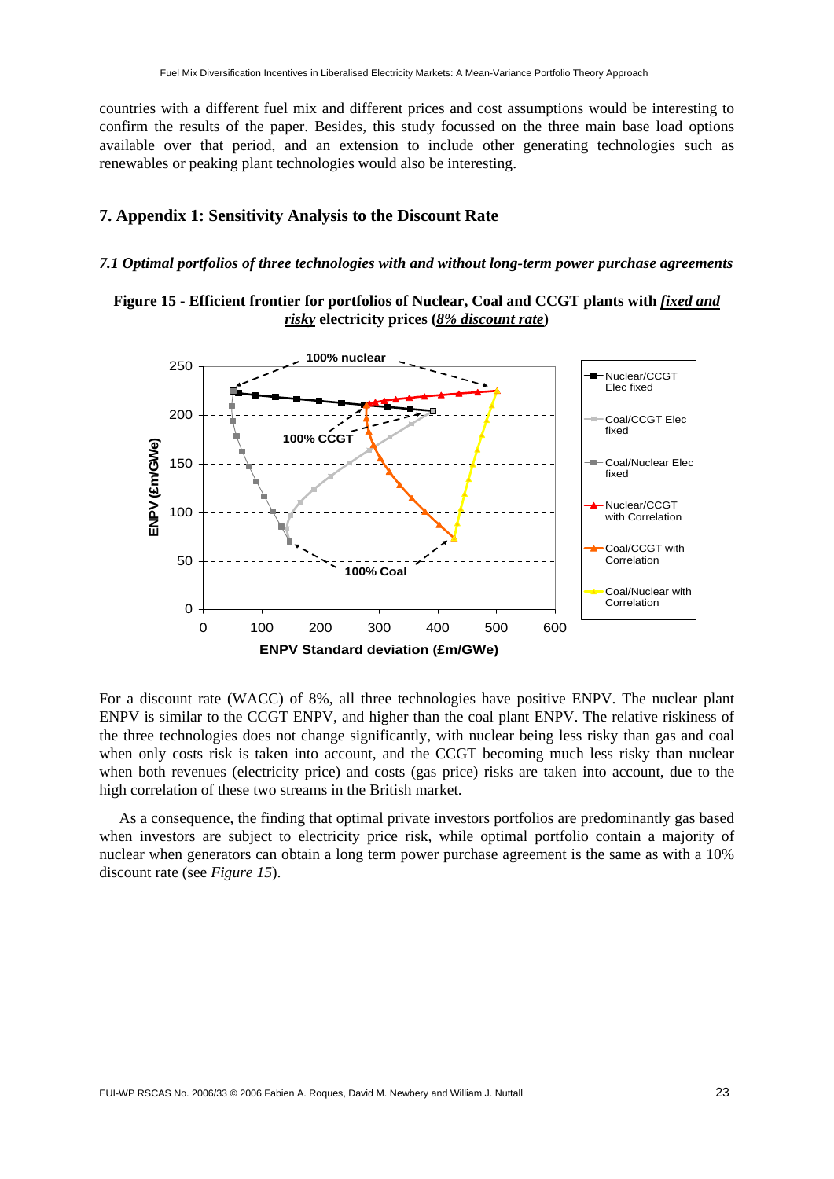countries with a different fuel mix and different prices and cost assumptions would be interesting to confirm the results of the paper. Besides, this study focussed on the three main base load options available over that period, and an extension to include other generating technologies such as renewables or peaking plant technologies would also be interesting.

## 7. Appendix 1: Sensitivity Analysis to the Discount Rate

### *7.1 Optimal portfolios of three technologies with and without long-term power purchase agreements*

**Figure 15 - Efficient frontier for portfolios of Nuclear, Coal and CCGT plants with *fixed and risky* electricity prices (*8% discount rate*)**

For a discount rate (WACC) of 8%, all three technologies have positive ENPV. The nuclear plant ENPV is similar to the CCGT ENPV, and higher than the coal plant ENPV. The relative riskiness of the three technologies does not change significantly, with nuclear being less risky than gas and coal when only costs risk is taken into account, and the CCGT becoming much less risky than nuclear when both revenues (electricity price) and costs (gas price) risks are taken into account, due to the high correlation of these two streams in the British market.

As a consequence, the finding that optimal private investors portfolios are predominantly gas based when investors are subject to electricity price risk, while optimal portfolio contain a majority of nuclear when generators can obtain a long term power purchase agreement is the same as with a 10% discount rate (see *Figure 15*).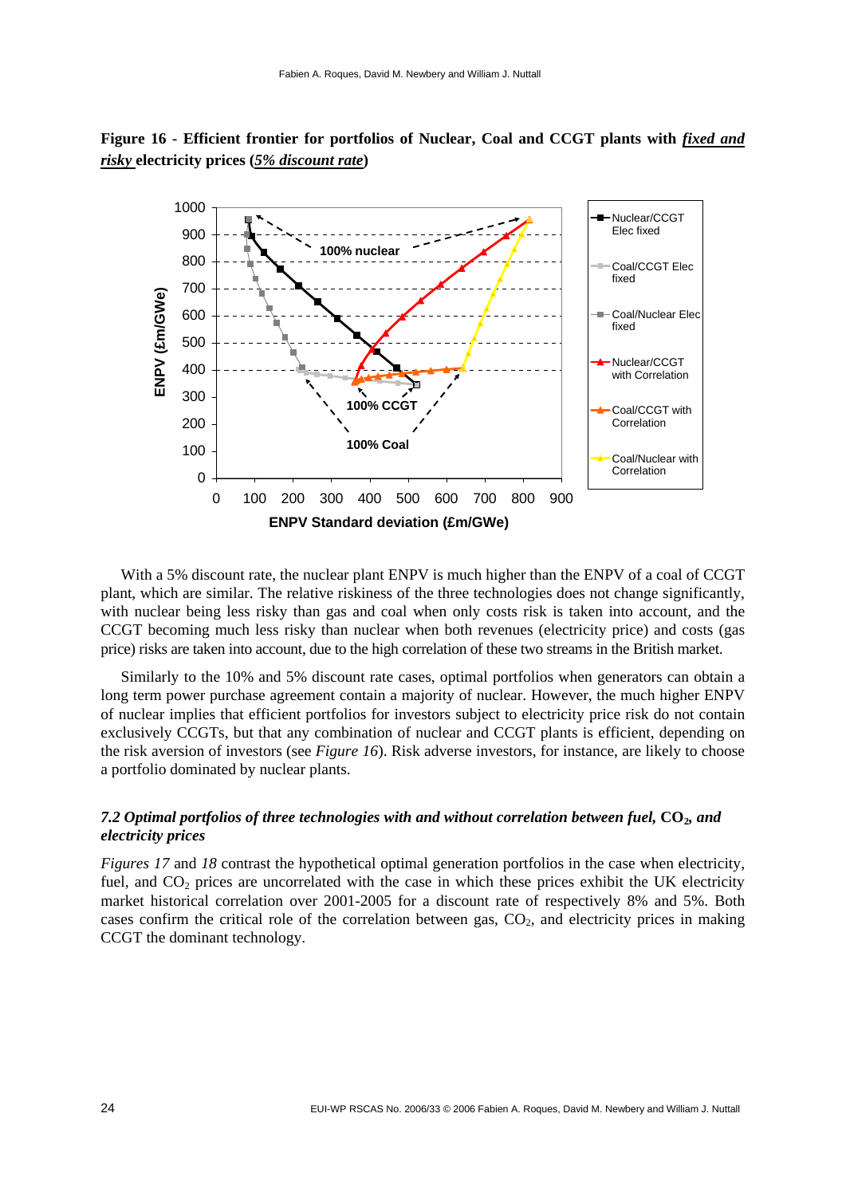**Figure 16 - Efficient frontier for portfolios of Nuclear, Coal and CCGT plants with *fixed and risky* electricity prices (*5% discount rate*)**

With a 5% discount rate, the nuclear plant ENPV is much higher than the ENPV of a coal of CCGT plant, which are similar. The relative riskiness of the three technologies does not change significantly, with nuclear being less risky than gas and coal when only costs risk is taken into account, and the CCGT becoming much less risky than nuclear when both revenues (electricity price) and costs (gas price) risks are taken into account, due to the high correlation of these two streams in the British market.

Similarly to the 10% and 5% discount rate cases, optimal portfolios when generators can obtain a long term power purchase agreement contain a majority of nuclear. However, the much higher ENPV of nuclear implies that efficient portfolios for investors subject to electricity price risk do not contain exclusively CCGTs, but that any combination of nuclear and CCGT plants is efficient, depending on the risk aversion of investors (see *Figure 16*). Risk adverse investors, for instance, are likely to choose a portfolio dominated by nuclear plants.

### *7.2 Optimal portfolios of three technologies with and without correlation between fuel,* $CO_2$*, and electricity prices*

*Figures 17* and *18* contrast the hypothetical optimal generation portfolios in the case when electricity, fuel, and $CO_2$ prices are uncorrelated with the case in which these prices exhibit the UK electricity market historical correlation over 2001-2005 for a discount rate of respectively 8% and 5%. Both cases confirm the critical role of the correlation between gas, $CO_2$, and electricity prices in making CCGT the dominant technology.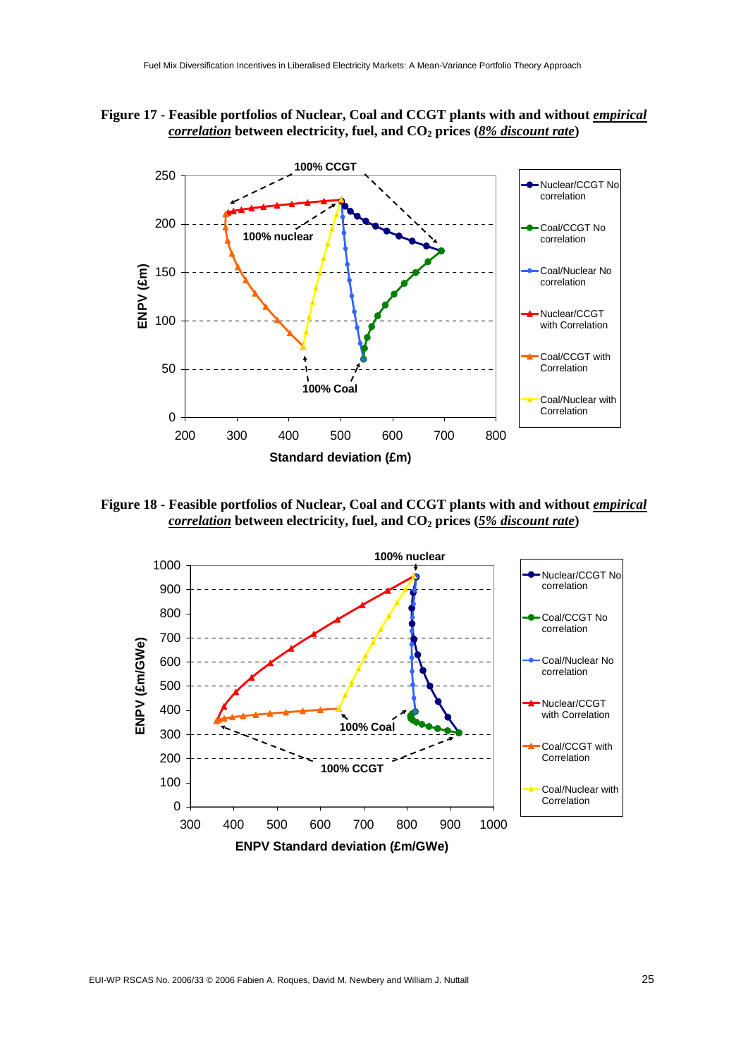**Figure 17 - Feasible portfolios of Nuclear, Coal and CCGT plants with and without *empirical correlation* between electricity, fuel, and $CO_2$ prices (*8% discount rate*)**

**Figure 18 - Feasible portfolios of Nuclear, Coal and CCGT plants with and without *empirical correlation* between electricity, fuel, and $CO_2$ prices (*5% discount rate*)**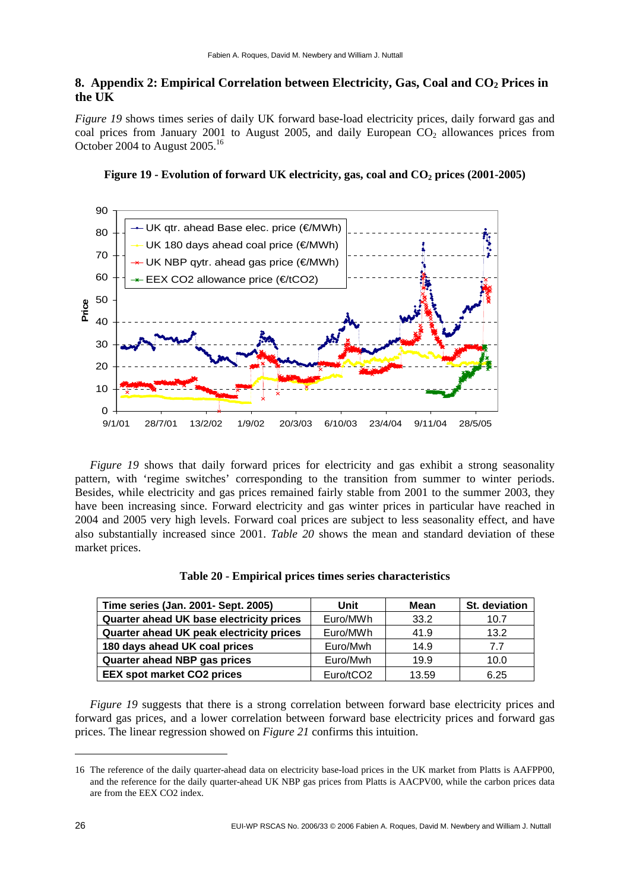## 8. Appendix 2: Empirical Correlation between Electricity, Gas, Coal and $CO_2$ Prices in the UK

*Figure 19* shows times series of daily UK forward base-load electricity prices, daily forward gas and coal prices from January 2001 to August 2005, and daily European $CO_2$ allowances prices from October 2004 to August 2005.[16]

**Figure 19 - Evolution of forward UK electricity, gas, coal and $CO_2$ prices (2001-2005)**

*Figure 19* shows that daily forward prices for electricity and gas exhibit a strong seasonality pattern, with 'regime switches' corresponding to the transition from summer to winter periods. Besides, while electricity and gas prices remained fairly stable from 2001 to the summer 2003, they have been increasing since. Forward electricity and gas winter prices in particular have reached in 2004 and 2005 very high levels. Forward coal prices are subject to less seasonality effect, and have also substantially increased since 2001. *Table 20* shows the mean and standard deviation of these market prices.

**Table 20 - Empirical prices times series characteristics**

| Time series (Jan. 2001- Sept. 2005) | Unit | Mean | St. deviation |
|---|---|---|---|
| Quarter ahead UK base electricity prices | Euro/MWh | 33.2 | 10.7 |
| Quarter ahead UK peak electricity prices | Euro/MWh | 41.9 | 13.2 |
| 180 days ahead UK coal prices | Euro/Mwh | 14.9 | 7.7 |
| Quarter ahead NBP gas prices | Euro/Mwh | 19.9 | 10.0 |
| EEX spot market CO2 prices | Euro/tCO2 | 13.59 | 6.25 |

*Figure 19* suggests that there is a strong correlation between forward base electricity prices and forward gas prices, and a lower correlation between forward base electricity prices and forward gas prices. The linear regression showed on *Figure 21* confirms this intuition.

---

16 The reference of the daily quarter-ahead data on electricity base-load prices in the UK market from Platts is AAFPP00, and the reference for the daily quarter-ahead UK NBP gas prices from Platts is AACPV00, while the carbon prices data are from the EEX CO2 index.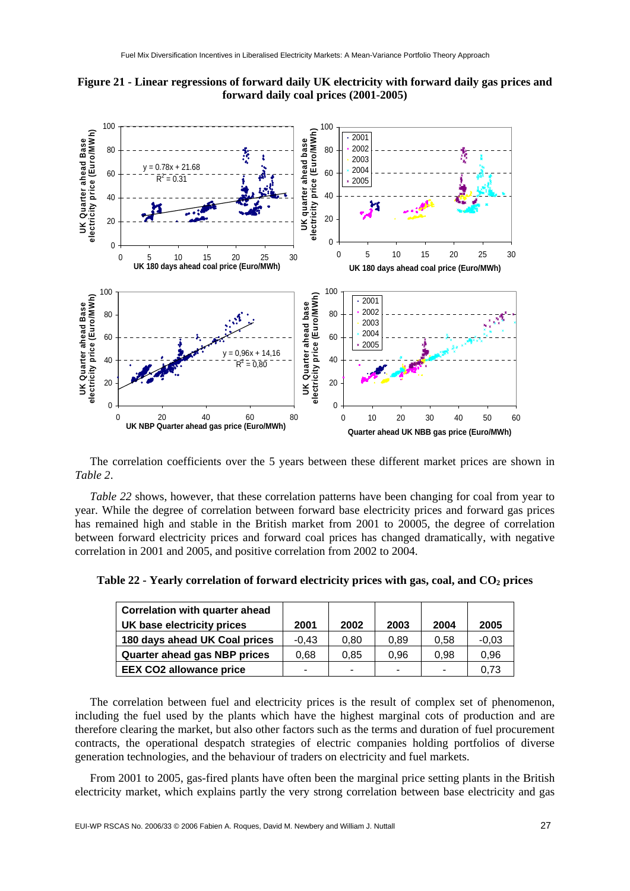**Figure 21 - Linear regressions of forward daily UK electricity with forward daily gas prices and forward daily coal prices (2001-2005)**

The correlation coefficients over the 5 years between these different market prices are shown in *Table 2*.

*Table 22* shows, however, that these correlation patterns have been changing for coal from year to year. While the degree of correlation between forward base electricity prices and forward gas prices has remained high and stable in the British market from 2001 to 20005, the degree of correlation between forward electricity prices and forward coal prices has changed dramatically, with negative correlation in 2001 and 2005, and positive correlation from 2002 to 2004.

**Table 22 - Yearly correlation of forward electricity prices with gas, coal, and $CO_2$ prices**

| Correlation with quarter ahead UK base electricity prices | 2001 | 2002 | 2003 | 2004 | 2005 |
|---|---|---|---|---|---|
| 180 days ahead UK Coal prices | -0,43 | 0,80 | 0,89 | 0,58 | -0,03 |
| Quarter ahead gas NBP prices | 0,68 | 0,85 | 0,96 | 0,98 | 0,96 |
| EEX CO2 allowance price | - | - | - | - | 0,73 |

The correlation between fuel and electricity prices is the result of complex set of phenomenon, including the fuel used by the plants which have the highest marginal cots of production and are therefore clearing the market, but also other factors such as the terms and duration of fuel procurement contracts, the operational despatch strategies of electric companies holding portfolios of diverse generation technologies, and the behaviour of traders on electricity and fuel markets.

From 2001 to 2005, gas-fired plants have often been the marginal price setting plants in the British electricity market, which explains partly the very strong correlation between base electricity and gas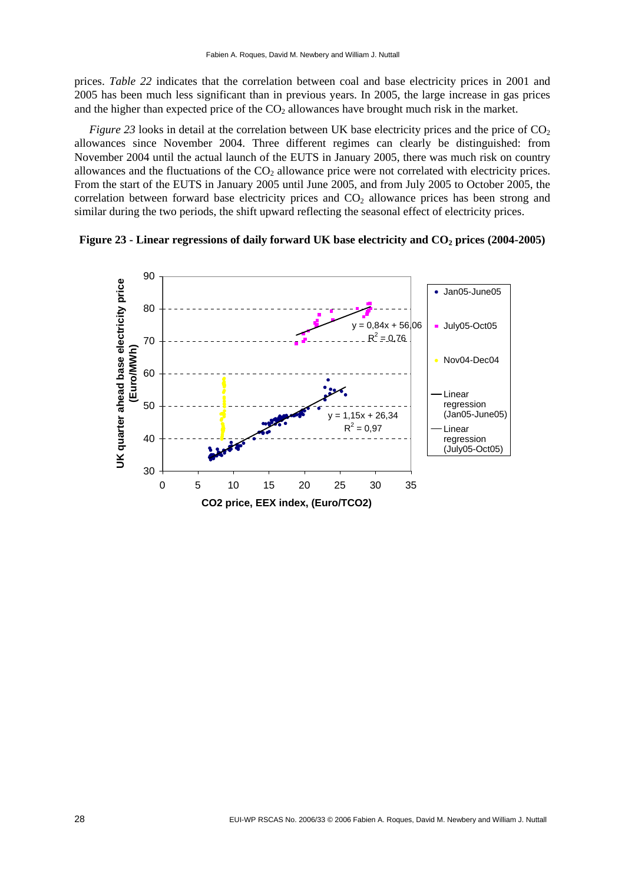prices. *Table 22* indicates that the correlation between coal and base electricity prices in 2001 and 2005 has been much less significant than in previous years. In 2005, the large increase in gas prices and the higher than expected price of the $CO_2$ allowances have brought much risk in the market.

*Figure 23* looks in detail at the correlation between UK base electricity prices and the price of $CO_2$ allowances since November 2004. Three different regimes can clearly be distinguished: from November 2004 until the actual launch of the EUTS in January 2005, there was much risk on country allowances and the fluctuations of the $CO_2$ allowance price were not correlated with electricity prices. From the start of the EUTS in January 2005 until June 2005, and from July 2005 to October 2005, the correlation between forward base electricity prices and $CO_2$ allowance prices has been strong and similar during the two periods, the shift upward reflecting the seasonal effect of electricity prices.

**Figure 23 - Linear regressions of daily forward UK base electricity and $CO_2$ prices (2004-2005)**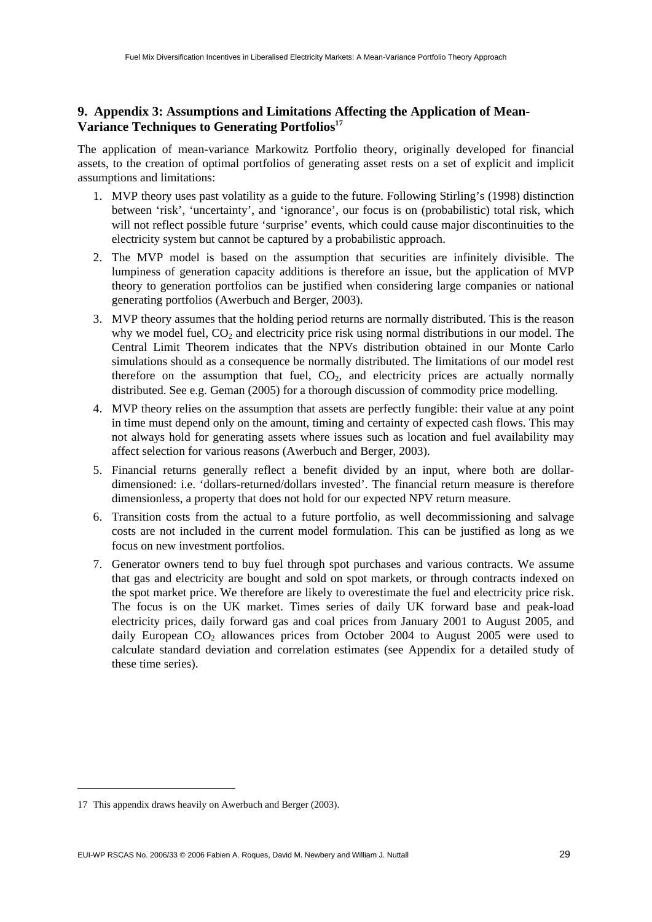## 9. Appendix 3: Assumptions and Limitations Affecting the Application of Mean-Variance Techniques to Generating Portfolios[17]

The application of mean-variance Markowitz Portfolio theory, originally developed for financial assets, to the creation of optimal portfolios of generating asset rests on a set of explicit and implicit assumptions and limitations:

1. MVP theory uses past volatility as a guide to the future. Following Stirling's (1998) distinction between 'risk', 'uncertainty', and 'ignorance', our focus is on (probabilistic) total risk, which will not reflect possible future 'surprise' events, which could cause major discontinuities to the electricity system but cannot be captured by a probabilistic approach.
2. The MVP model is based on the assumption that securities are infinitely divisible. The lumpiness of generation capacity additions is therefore an issue, but the application of MVP theory to generation portfolios can be justified when considering large companies or national generating portfolios (Awerbuch and Berger, 2003).
3. MVP theory assumes that the holding period returns are normally distributed. This is the reason why we model fuel, $CO_2$ and electricity price risk using normal distributions in our model. The Central Limit Theorem indicates that the NPVs distribution obtained in our Monte Carlo simulations should as a consequence be normally distributed. The limitations of our model rest therefore on the assumption that fuel, $CO_2$, and electricity prices are actually normally distributed. See e.g. Geman (2005) for a thorough discussion of commodity price modelling.
4. MVP theory relies on the assumption that assets are perfectly fungible: their value at any point in time must depend only on the amount, timing and certainty of expected cash flows. This may not always hold for generating assets where issues such as location and fuel availability may affect selection for various reasons (Awerbuch and Berger, 2003).
5. Financial returns generally reflect a benefit divided by an input, where both are dollar-dimensioned: i.e. 'dollars-returned/dollars invested'. The financial return measure is therefore dimensionless, a property that does not hold for our expected NPV return measure.
6. Transition costs from the actual to a future portfolio, as well decommissioning and salvage costs are not included in the current model formulation. This can be justified as long as we focus on new investment portfolios.
7. Generator owners tend to buy fuel through spot purchases and various contracts. We assume that gas and electricity are bought and sold on spot markets, or through contracts indexed on the spot market price. We therefore are likely to overestimate the fuel and electricity price risk. The focus is on the UK market. Times series of daily UK forward base and peak-load electricity prices, daily forward gas and coal prices from January 2001 to August 2005, and daily European $CO_2$ allowances prices from October 2004 to August 2005 were used to calculate standard deviation and correlation estimates (see Appendix for a detailed study of these time series).

---

17 This appendix draws heavily on Awerbuch and Berger (2003).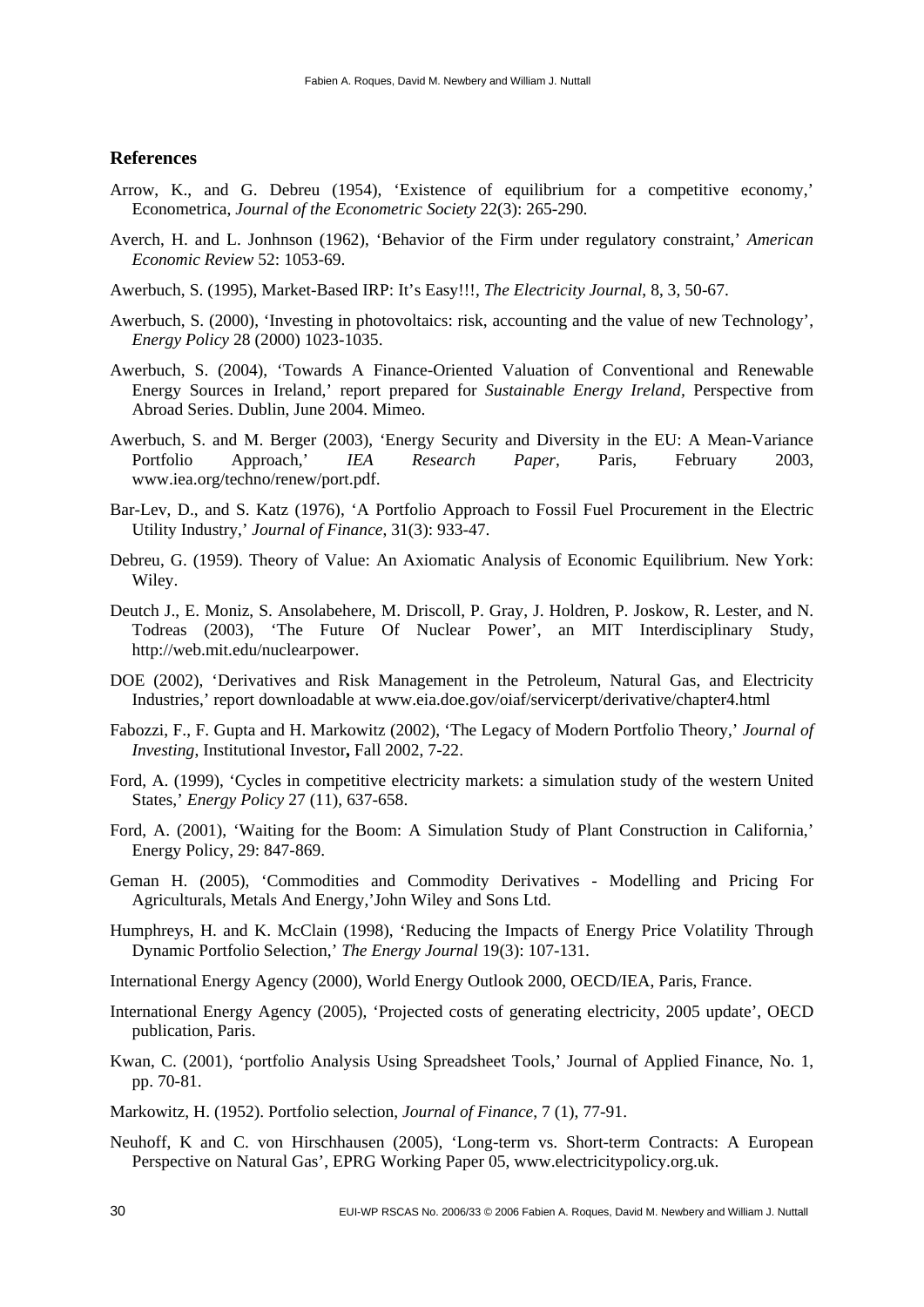## References

Arrow, K., and G. Debreu (1954), 'Existence of equilibrium for a competitive economy,' Econometrica, *Journal of the Econometric Society* 22(3): 265-290.

Averch, H. and L. Jonhnson (1962), 'Behavior of the Firm under regulatory constraint,' *American Economic Review* 52: 1053-69.

Awerbuch, S. (1995), Market-Based IRP: It's Easy!!!, *The Electricity Journal*, 8, 3, 50-67.

Awerbuch, S. (2000), 'Investing in photovoltaics: risk, accounting and the value of new Technology', *Energy Policy* 28 (2000) 1023-1035.

Awerbuch, S. (2004), 'Towards A Finance-Oriented Valuation of Conventional and Renewable Energy Sources in Ireland,' report prepared for *Sustainable Energy Ireland*, Perspective from Abroad Series. Dublin, June 2004. Mimeo.

Awerbuch, S. and M. Berger (2003), 'Energy Security and Diversity in the EU: A Mean-Variance Portfolio Approach,' *IEA Research Paper*, Paris, February 2003, www.iea.org/techno/renew/port.pdf.

Bar-Lev, D., and S. Katz (1976), 'A Portfolio Approach to Fossil Fuel Procurement in the Electric Utility Industry,' *Journal of Finance*, 31(3): 933-47.

Debreu, G. (1959). Theory of Value: An Axiomatic Analysis of Economic Equilibrium. New York: Wiley.

Deutch J., E. Moniz, S. Ansolabehere, M. Driscoll, P. Gray, J. Holdren, P. Joskow, R. Lester, and N. Todreas (2003), 'The Future Of Nuclear Power', an MIT Interdisciplinary Study, http://web.mit.edu/nuclearpower.

DOE (2002), 'Derivatives and Risk Management in the Petroleum, Natural Gas, and Electricity Industries,' report downloadable at www.eia.doe.gov/oiaf/servicerpt/derivative/chapter4.html

Fabozzi, F., F. Gupta and H. Markowitz (2002), 'The Legacy of Modern Portfolio Theory,' *Journal of Investing*, Institutional Investor**,** Fall 2002, 7-22.

Ford, A. (1999), 'Cycles in competitive electricity markets: a simulation study of the western United States,' *Energy Policy* 27 (11), 637-658.

Ford, A. (2001), 'Waiting for the Boom: A Simulation Study of Plant Construction in California,' Energy Policy, 29: 847-869.

Geman H. (2005), 'Commodities and Commodity Derivatives - Modelling and Pricing For Agriculturals, Metals And Energy,'John Wiley and Sons Ltd.

Humphreys, H. and K. McClain (1998), 'Reducing the Impacts of Energy Price Volatility Through Dynamic Portfolio Selection,' *The Energy Journal* 19(3): 107-131.

International Energy Agency (2000), World Energy Outlook 2000, OECD/IEA, Paris, France.

International Energy Agency (2005), 'Projected costs of generating electricity, 2005 update', OECD publication, Paris.

Kwan, C. (2001), 'portfolio Analysis Using Spreadsheet Tools,' Journal of Applied Finance, No. 1, pp. 70-81.

Markowitz, H. (1952). Portfolio selection, *Journal of Finance*, 7 (1), 77-91.

Neuhoff, K and C. von Hirschhausen (2005), 'Long-term vs. Short-term Contracts: A European Perspective on Natural Gas', EPRG Working Paper 05, www.electricitypolicy.org.uk.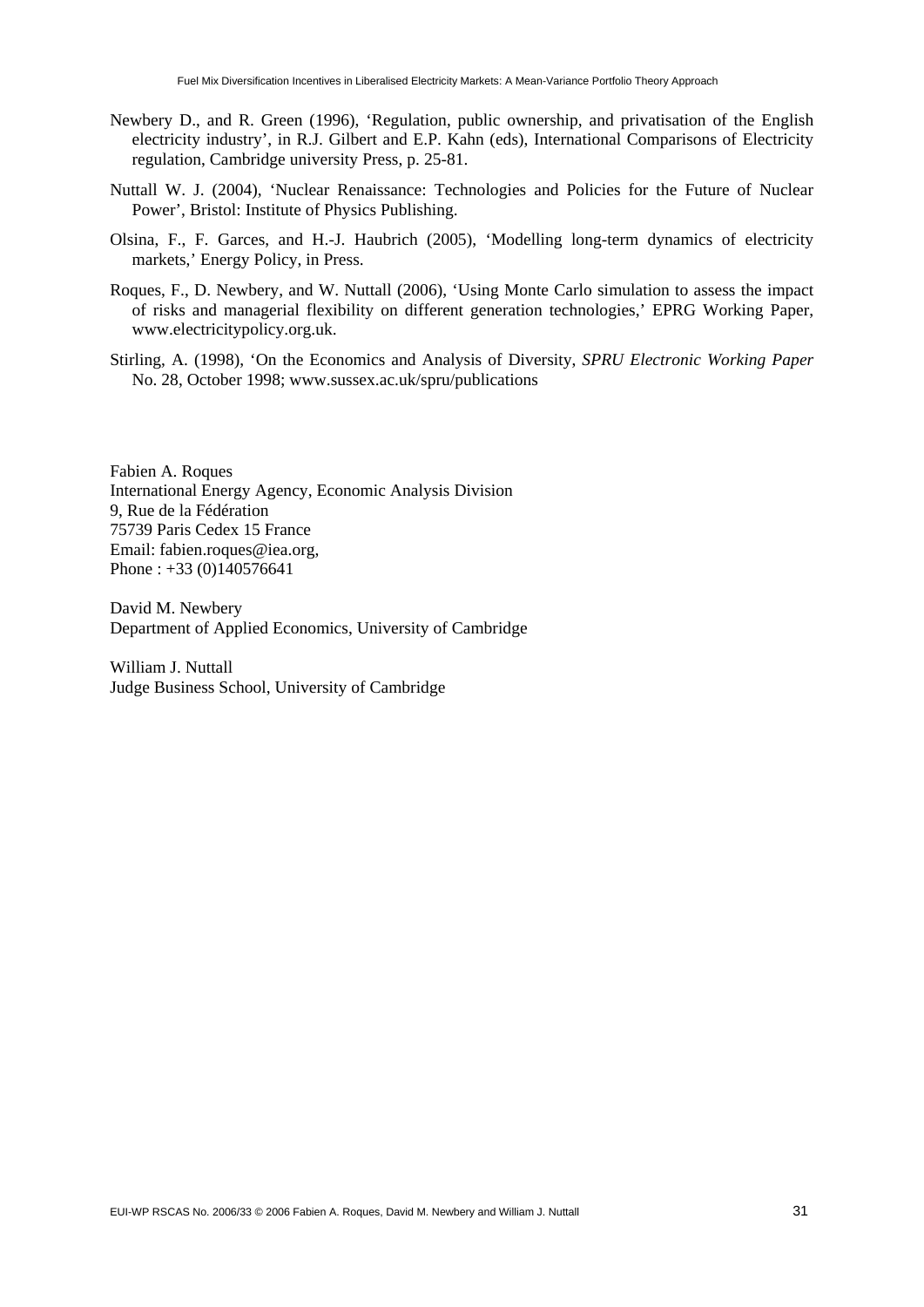Newbery D., and R. Green (1996), 'Regulation, public ownership, and privatisation of the English electricity industry', in R.J. Gilbert and E.P. Kahn (eds), International Comparisons of Electricity regulation, Cambridge university Press, p. 25-81.

Nuttall W. J. (2004), 'Nuclear Renaissance: Technologies and Policies for the Future of Nuclear Power', Bristol: Institute of Physics Publishing.

Olsina, F., F. Garces, and H.-J. Haubrich (2005), 'Modelling long-term dynamics of electricity markets,' Energy Policy, in Press.

Roques, F., D. Newbery, and W. Nuttall (2006), 'Using Monte Carlo simulation to assess the impact of risks and managerial flexibility on different generation technologies,' EPRG Working Paper, www.electricitypolicy.org.uk.

Stirling, A. (1998), 'On the Economics and Analysis of Diversity, *SPRU Electronic Working Paper* No. 28, October 1998; www.sussex.ac.uk/spru/publications

Fabien A. Roques
International Energy Agency, Economic Analysis Division
9, Rue de la Fédération
75739 Paris Cedex 15 France
Email: fabien.roques@iea.org,
Phone : +33 (0)140576641

David M. Newbery
Department of Applied Economics, University of Cambridge

William J. Nuttall
Judge Business School, University of Cambridge